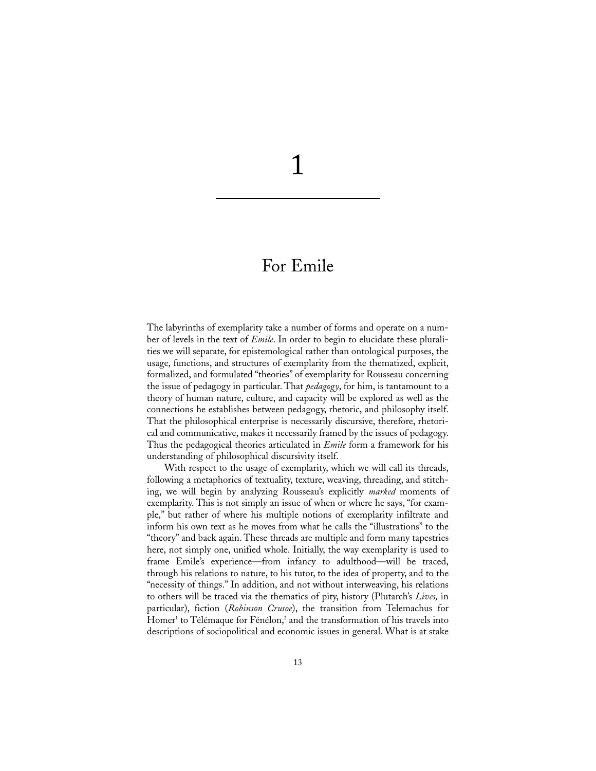# 1

## For Emile

The labyrinths of exemplarity take a number of forms and operate on a number of levels in the text of *Emile*. In order to begin to elucidate these pluralities we will separate, for epistemological rather than ontological purposes, the usage, functions, and structures of exemplarity from the thematized, explicit, formalized, and formulated "theories" of exemplarity for Rousseau concerning the issue of pedagogy in particular. That *pedagogy*, for him, is tantamount to a theory of human nature, culture, and capacity will be explored as well as the connections he establishes between pedagogy, rhetoric, and philosophy itself. That the philosophical enterprise is necessarily discursive, therefore, rhetorical and communicative, makes it necessarily framed by the issues of pedagogy. Thus the pedagogical theories articulated in *Emile* form a framework for his understanding of philosophical discursivity itself.

With respect to the usage of exemplarity, which we will call its threads, following a metaphorics of textuality, texture, weaving, threading, and stitching, we will begin by analyzing Rousseau's explicitly *marked* moments of exemplarity. This is not simply an issue of when or where he says, "for example," but rather of where his multiple notions of exemplarity infiltrate and inform his own text as he moves from what he calls the "illustrations" to the "theory" and back again. These threads are multiple and form many tapestries here, not simply one, unified whole. Initially, the way exemplarity is used to frame Emile's experience—from infancy to adulthood—will be traced, through his relations to nature, to his tutor, to the idea of property, and to the "necessity of things." In addition, and not without interweaving, his relations to others will be traced via the thematics of pity, history (Plutarch's *Lives,* in particular), fiction (*Robinson Crusoe*), the transition from Telemachus for Homer[1] to Télémaque for Fénélon,[2] and the transformation of his travels into descriptions of sociopolitical and economic issues in general. What is at stake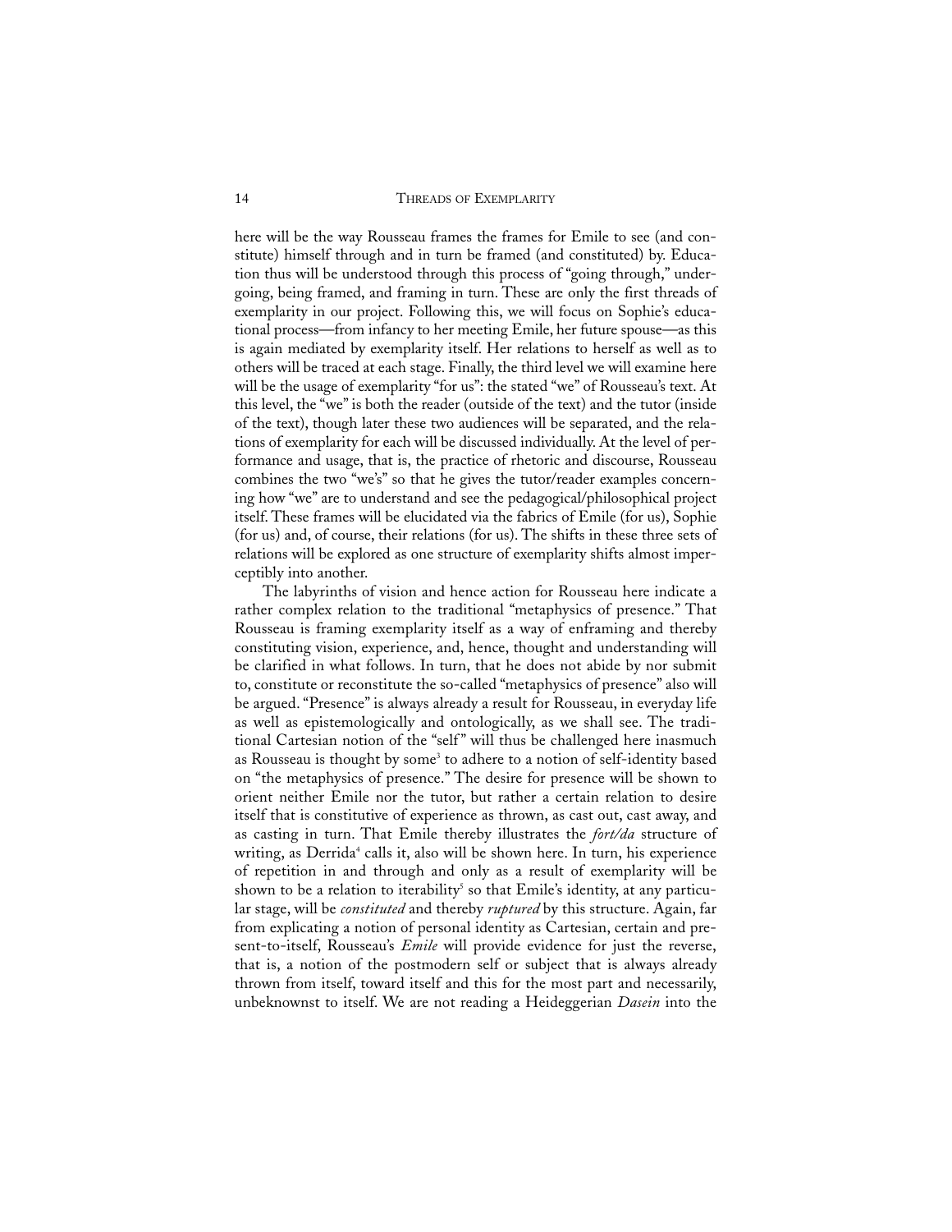here will be the way Rousseau frames the frames for Emile to see (and constitute) himself through and in turn be framed (and constituted) by. Education thus will be understood through this process of "going through," undergoing, being framed, and framing in turn. These are only the first threads of exemplarity in our project. Following this, we will focus on Sophie's educational process—from infancy to her meeting Emile, her future spouse—as this is again mediated by exemplarity itself. Her relations to herself as well as to others will be traced at each stage. Finally, the third level we will examine here will be the usage of exemplarity "for us": the stated "we" of Rousseau's text. At this level, the "we" is both the reader (outside of the text) and the tutor (inside of the text), though later these two audiences will be separated, and the relations of exemplarity for each will be discussed individually. At the level of performance and usage, that is, the practice of rhetoric and discourse, Rousseau combines the two "we's" so that he gives the tutor/reader examples concerning how "we" are to understand and see the pedagogical/philosophical project itself. These frames will be elucidated via the fabrics of Emile (for us), Sophie (for us) and, of course, their relations (for us). The shifts in these three sets of relations will be explored as one structure of exemplarity shifts almost imperceptibly into another.

The labyrinths of vision and hence action for Rousseau here indicate a rather complex relation to the traditional "metaphysics of presence." That Rousseau is framing exemplarity itself as a way of enframing and thereby constituting vision, experience, and, hence, thought and understanding will be clarified in what follows. In turn, that he does not abide by nor submit to, constitute or reconstitute the so-called "metaphysics of presence" also will be argued. "Presence" is always already a result for Rousseau, in everyday life as well as epistemologically and ontologically, as we shall see. The traditional Cartesian notion of the "self" will thus be challenged here inasmuch as Rousseau is thought by some[3] to adhere to a notion of self-identity based on "the metaphysics of presence." The desire for presence will be shown to orient neither Emile nor the tutor, but rather a certain relation to desire itself that is constitutive of experience as thrown, as cast out, cast away, and as casting in turn. That Emile thereby illustrates the *fort/da* structure of writing, as Derrida[4] calls it, also will be shown here. In turn, his experience of repetition in and through and only as a result of exemplarity will be shown to be a relation to iterability[5] so that Emile's identity, at any particular stage, will be *constituted* and thereby *ruptured* by this structure. Again, far from explicating a notion of personal identity as Cartesian, certain and present-to-itself, Rousseau's *Emile* will provide evidence for just the reverse, that is, a notion of the postmodern self or subject that is always already thrown from itself, toward itself and this for the most part and necessarily, unbeknownst to itself. We are not reading a Heideggerian *Dasein* into the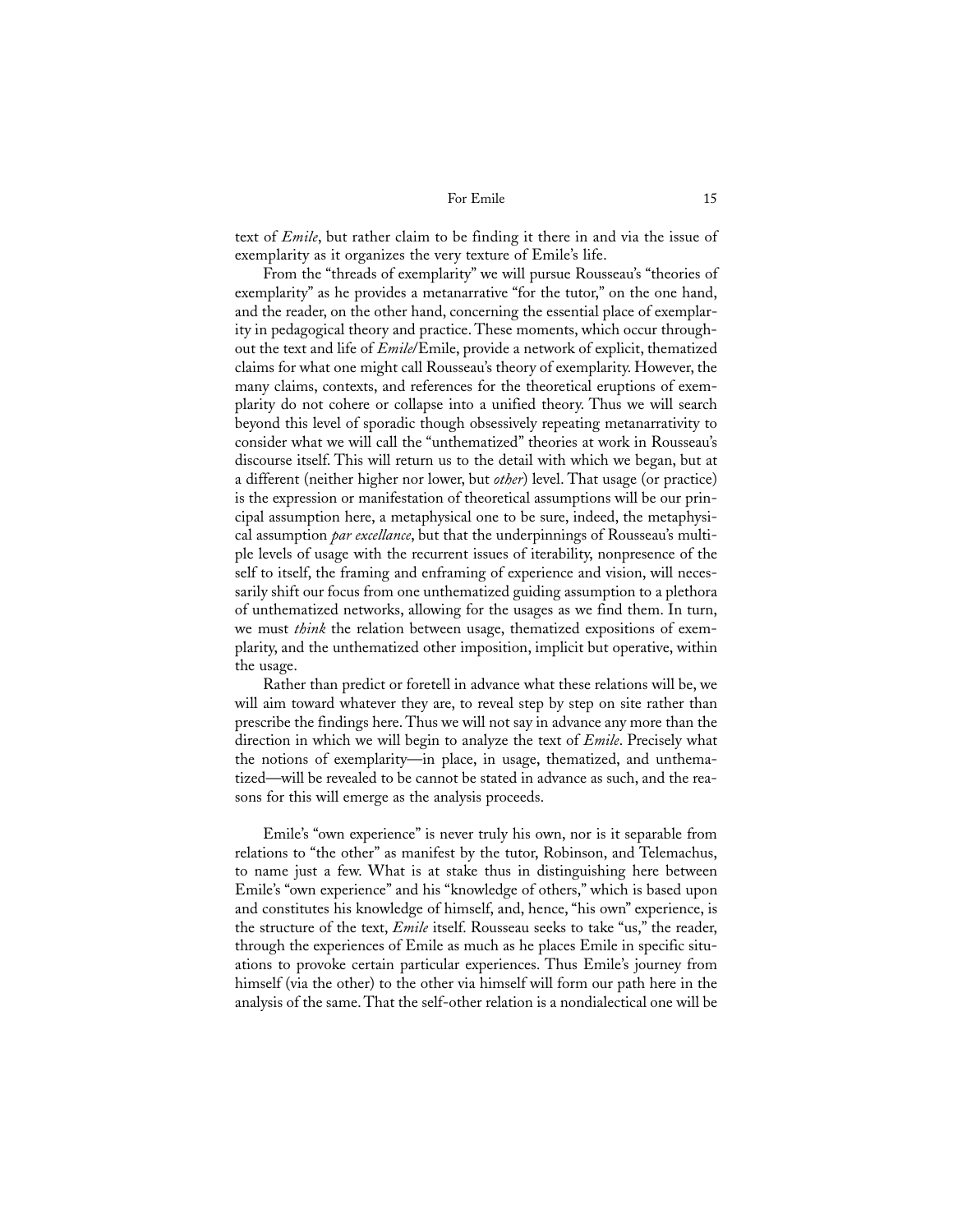text of *Emile*, but rather claim to be finding it there in and via the issue of exemplarity as it organizes the very texture of Emile's life.

From the "threads of exemplarity" we will pursue Rousseau's "theories of exemplarity" as he provides a metanarrative "for the tutor," on the one hand, and the reader, on the other hand, concerning the essential place of exemplarity in pedagogical theory and practice. These moments, which occur throughout the text and life of *Emile*/Emile, provide a network of explicit, thematized claims for what one might call Rousseau's theory of exemplarity. However, the many claims, contexts, and references for the theoretical eruptions of exemplarity do not cohere or collapse into a unified theory. Thus we will search beyond this level of sporadic though obsessively repeating metanarrativity to consider what we will call the "unthematized" theories at work in Rousseau's discourse itself. This will return us to the detail with which we began, but at a different (neither higher nor lower, but *other*) level. That usage (or practice) is the expression or manifestation of theoretical assumptions will be our principal assumption here, a metaphysical one to be sure, indeed, the metaphysical assumption *par excellance*, but that the underpinnings of Rousseau's multiple levels of usage with the recurrent issues of iterability, nonpresence of the self to itself, the framing and enframing of experience and vision, will necessarily shift our focus from one unthematized guiding assumption to a plethora of unthematized networks, allowing for the usages as we find them. In turn, we must *think* the relation between usage, thematized expositions of exemplarity, and the unthematized other imposition, implicit but operative, within the usage.

Rather than predict or foretell in advance what these relations will be, we will aim toward whatever they are, to reveal step by step on site rather than prescribe the findings here. Thus we will not say in advance any more than the direction in which we will begin to analyze the text of *Emile*. Precisely what the notions of exemplarity—in place, in usage, thematized, and unthematized—will be revealed to be cannot be stated in advance as such, and the reasons for this will emerge as the analysis proceeds.

Emile's "own experience" is never truly his own, nor is it separable from relations to "the other" as manifest by the tutor, Robinson, and Telemachus, to name just a few. What is at stake thus in distinguishing here between Emile's "own experience" and his "knowledge of others," which is based upon and constitutes his knowledge of himself, and, hence, "his own" experience, is the structure of the text, *Emile* itself. Rousseau seeks to take "us," the reader, through the experiences of Emile as much as he places Emile in specific situations to provoke certain particular experiences. Thus Emile's journey from himself (via the other) to the other via himself will form our path here in the analysis of the same. That the self-other relation is a nondialectical one will be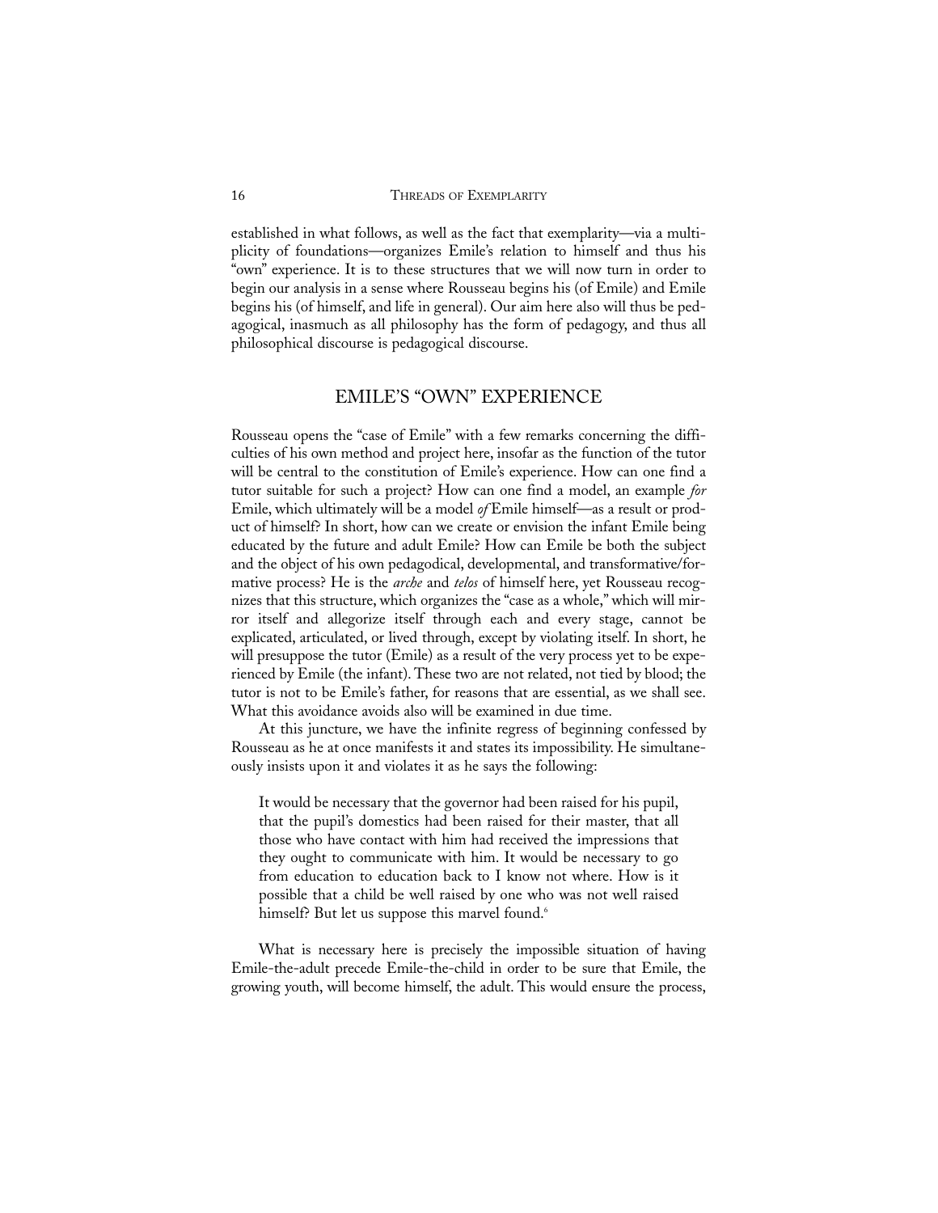established in what follows, as well as the fact that exemplarity—via a multiplicity of foundations—organizes Emile's relation to himself and thus his "own" experience. It is to these structures that we will now turn in order to begin our analysis in a sense where Rousseau begins his (of Emile) and Emile begins his (of himself, and life in general). Our aim here also will thus be pedagogical, inasmuch as all philosophy has the form of pedagogy, and thus all philosophical discourse is pedagogical discourse.

## EMILE'S "OWN" EXPERIENCE

Rousseau opens the "case of Emile" with a few remarks concerning the difficulties of his own method and project here, insofar as the function of the tutor will be central to the constitution of Emile's experience. How can one find a tutor suitable for such a project? How can one find a model, an example *for* Emile, which ultimately will be a model *of* Emile himself—as a result or product of himself? In short, how can we create or envision the infant Emile being educated by the future and adult Emile? How can Emile be both the subject and the object of his own pedagogical, developmental, and transformative/formative process? He is the *arche* and *telos* of himself here, yet Rousseau recognizes that this structure, which organizes the "case as a whole," which will mirror itself and allegorize itself through each and every stage, cannot be explicated, articulated, or lived through, except by violating itself. In short, he will presuppose the tutor (Emile) as a result of the very process yet to be experienced by Emile (the infant). These two are not related, not tied by blood; the tutor is not to be Emile's father, for reasons that are essential, as we shall see. What this avoidance avoids also will be examined in due time.

At this juncture, we have the infinite regress of beginning confessed by Rousseau as he at once manifests it and states its impossibility. He simultaneously insists upon it and violates it as he says the following:

> It would be necessary that the governor had been raised for his pupil, that the pupil's domestics had been raised for their master, that all those who have contact with him had received the impressions that they ought to communicate with him. It would be necessary to go from education to education back to I know not where. How is it possible that a child be well raised by one who was not well raised himself? But let us suppose this marvel found.[6]

What is necessary here is precisely the impossible situation of having Emile-the-adult precede Emile-the-child in order to be sure that Emile, the growing youth, will become himself, the adult. This would ensure the process,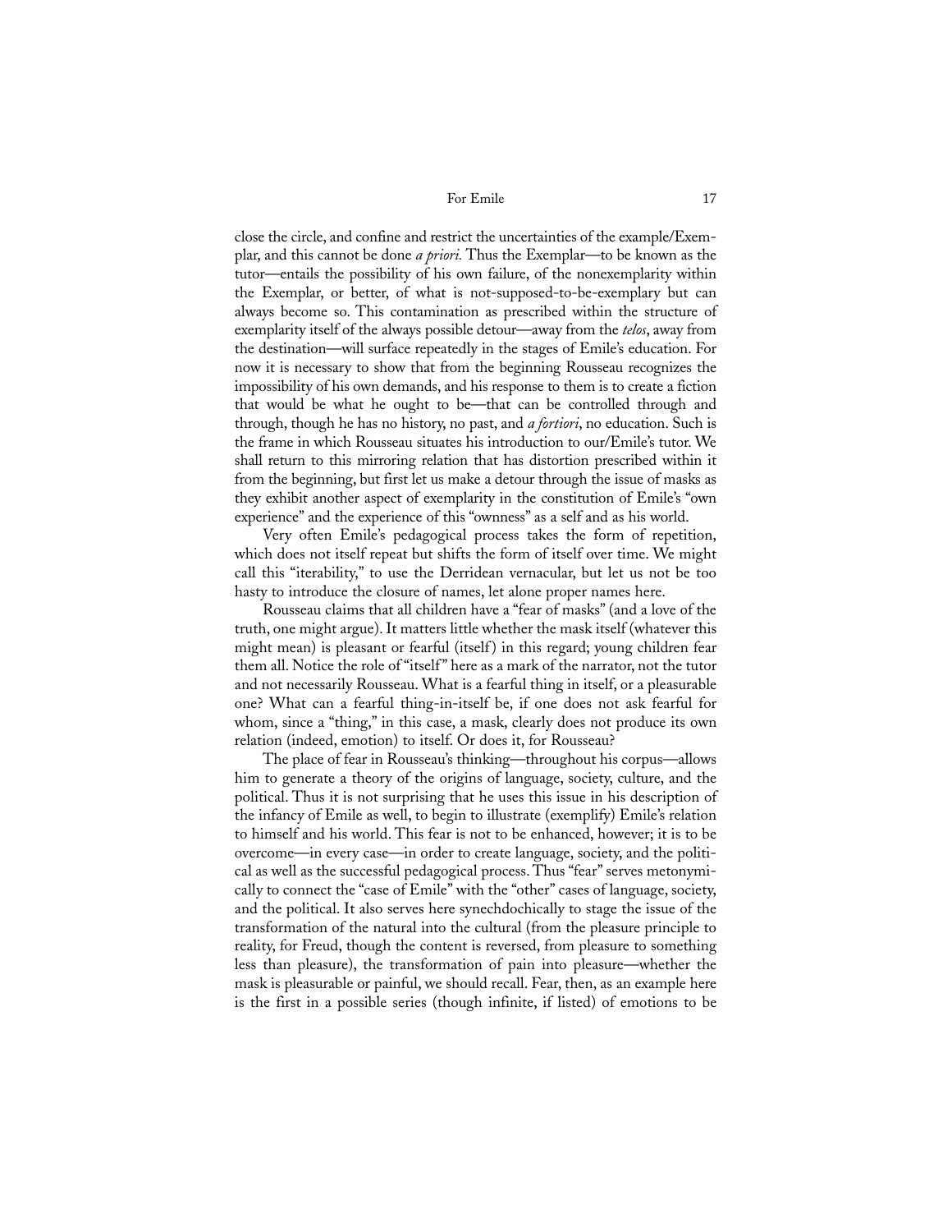close the circle, and confine and restrict the uncertainties of the example/Exemplar, and this cannot be done *a priori.* Thus the Exemplar—to be known as the tutor—entails the possibility of his own failure, of the nonexemplarity within the Exemplar, or better, of what is not-supposed-to-be-exemplary but can always become so. This contamination as prescribed within the structure of exemplarity itself of the always possible detour—away from the *telos*, away from the destination—will surface repeatedly in the stages of Emile's education. For now it is necessary to show that from the beginning Rousseau recognizes the impossibility of his own demands, and his response to them is to create a fiction that would be what he ought to be—that can be controlled through and through, though he has no history, no past, and *a fortiori*, no education. Such is the frame in which Rousseau situates his introduction to our/Emile's tutor. We shall return to this mirroring relation that has distortion prescribed within it from the beginning, but first let us make a detour through the issue of masks as they exhibit another aspect of exemplarity in the constitution of Emile's "own experience" and the experience of this "ownness" as a self and as his world.

Very often Emile's pedagogical process takes the form of repetition, which does not itself repeat but shifts the form of itself over time. We might call this "iterability," to use the Derridean vernacular, but let us not be too hasty to introduce the closure of names, let alone proper names here.

Rousseau claims that all children have a "fear of masks" (and a love of the truth, one might argue). It matters little whether the mask itself (whatever this might mean) is pleasant or fearful (itself) in this regard; young children fear them all. Notice the role of "itself" here as a mark of the narrator, not the tutor and not necessarily Rousseau. What is a fearful thing in itself, or a pleasurable one? What can a fearful thing-in-itself be, if one does not ask fearful for whom, since a "thing," in this case, a mask, clearly does not produce its own relation (indeed, emotion) to itself. Or does it, for Rousseau?

The place of fear in Rousseau's thinking—throughout his corpus—allows him to generate a theory of the origins of language, society, culture, and the political. Thus it is not surprising that he uses this issue in his description of the infancy of Emile as well, to begin to illustrate (exemplify) Emile's relation to himself and his world. This fear is not to be enhanced, however; it is to be overcome—in every case—in order to create language, society, and the political as well as the successful pedagogical process. Thus "fear" serves metonymically to connect the "case of Emile" with the "other" cases of language, society, and the political. It also serves here synechdochically to stage the issue of the transformation of the natural into the cultural (from the pleasure principle to reality, for Freud, though the content is reversed, from pleasure to something less than pleasure), the transformation of pain into pleasure—whether the mask is pleasurable or painful, we should recall. Fear, then, as an example here is the first in a possible series (though infinite, if listed) of emotions to be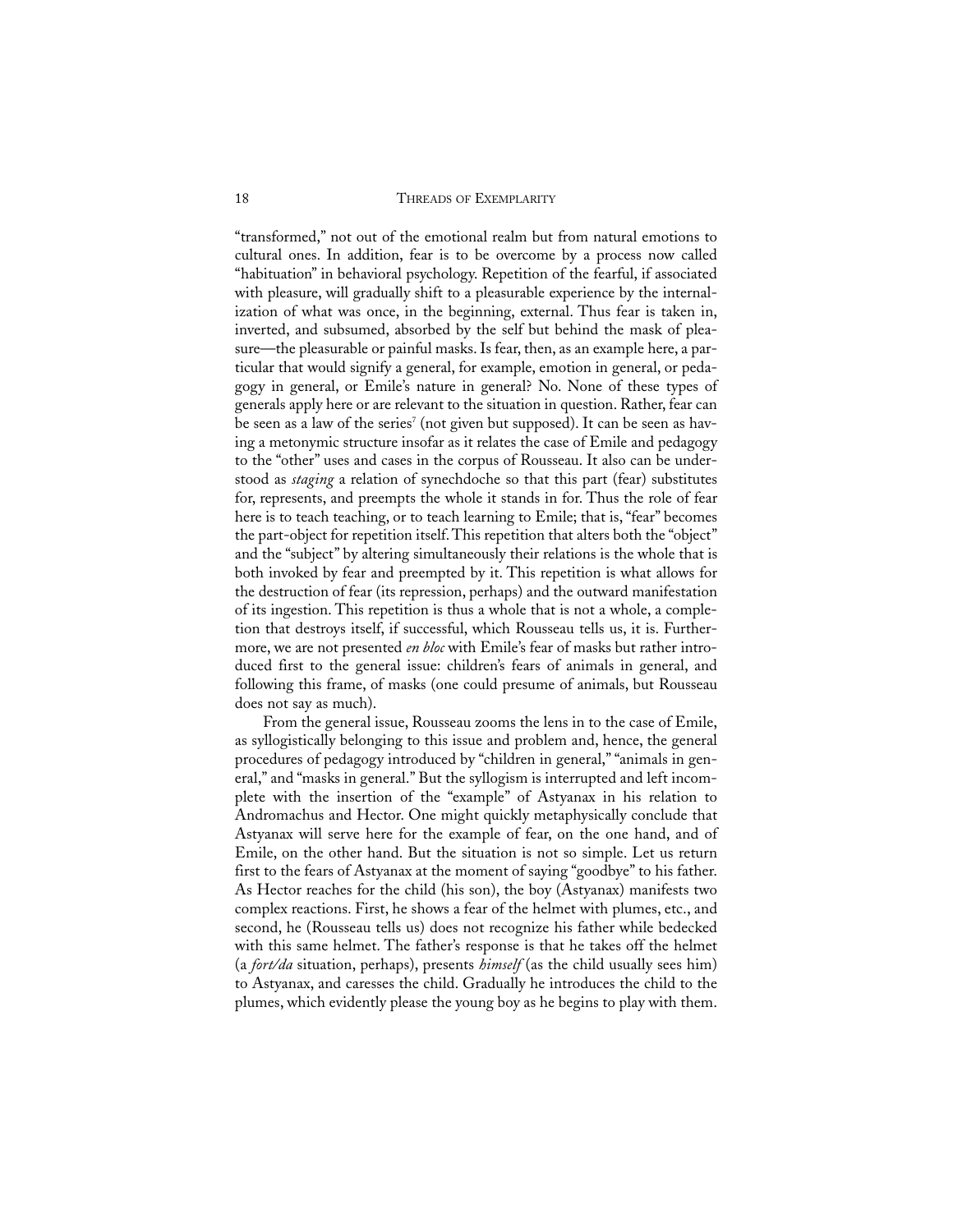"transformed," not out of the emotional realm but from natural emotions to cultural ones. In addition, fear is to be overcome by a process now called "habituation" in behavioral psychology. Repetition of the fearful, if associated with pleasure, will gradually shift to a pleasurable experience by the internalization of what was once, in the beginning, external. Thus fear is taken in, inverted, and subsumed, absorbed by the self but behind the mask of pleasure—the pleasurable or painful masks. Is fear, then, as an example here, a particular that would signify a general, for example, emotion in general, or pedagogy in general, or Emile's nature in general? No. None of these types of generals apply here or are relevant to the situation in question. Rather, fear can be seen as a law of the series[7] (not given but supposed). It can be seen as having a metonymic structure insofar as it relates the case of Emile and pedagogy to the "other" uses and cases in the corpus of Rousseau. It also can be understood as *staging* a relation of synechdoche so that this part (fear) substitutes for, represents, and preempts the whole it stands in for. Thus the role of fear here is to teach teaching, or to teach learning to Emile; that is, "fear" becomes the part-object for repetition itself. This repetition that alters both the "object" and the "subject" by altering simultaneously their relations is the whole that is both invoked by fear and preempted by it. This repetition is what allows for the destruction of fear (its repression, perhaps) and the outward manifestation of its ingestion. This repetition is thus a whole that is not a whole, a completion that destroys itself, if successful, which Rousseau tells us, it is. Furthermore, we are not presented *en bloc* with Emile's fear of masks but rather introduced first to the general issue: children's fears of animals in general, and following this frame, of masks (one could presume of animals, but Rousseau does not say as much).

From the general issue, Rousseau zooms the lens in to the case of Emile, as syllogistically belonging to this issue and problem and, hence, the general procedures of pedagogy introduced by "children in general," "animals in general," and "masks in general." But the syllogism is interrupted and left incomplete with the insertion of the "example" of Astyanax in his relation to Andromachus and Hector. One might quickly metaphysically conclude that Astyanax will serve here for the example of fear, on the one hand, and of Emile, on the other hand. But the situation is not so simple. Let us return first to the fears of Astyanax at the moment of saying "goodbye" to his father. As Hector reaches for the child (his son), the boy (Astyanax) manifests two complex reactions. First, he shows a fear of the helmet with plumes, etc., and second, he (Rousseau tells us) does not recognize his father while bedecked with this same helmet. The father's response is that he takes off the helmet (a *fort/da* situation, perhaps), presents *himself* (as the child usually sees him) to Astyanax, and caresses the child. Gradually he introduces the child to the plumes, which evidently please the young boy as he begins to play with them.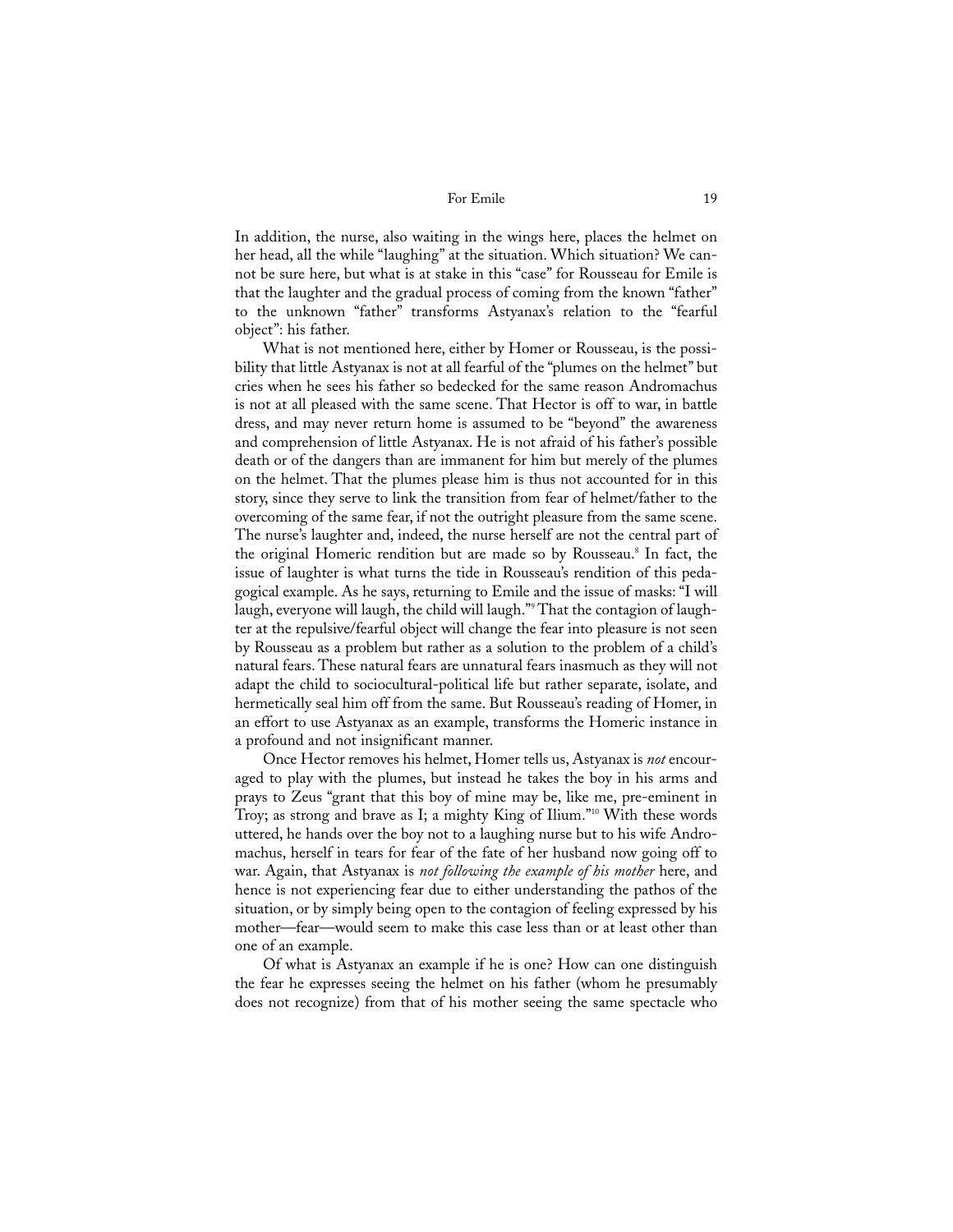In addition, the nurse, also waiting in the wings here, places the helmet on her head, all the while "laughing" at the situation. Which situation? We cannot be sure here, but what is at stake in this "case" for Rousseau for Emile is that the laughter and the gradual process of coming from the known "father" to the unknown "father" transforms Astyanax's relation to the "fearful object": his father.

What is not mentioned here, either by Homer or Rousseau, is the possibility that little Astyanax is not at all fearful of the "plumes on the helmet" but cries when he sees his father so bedecked for the same reason Andromachus is not at all pleased with the same scene. That Hector is off to war, in battle dress, and may never return home is assumed to be "beyond" the awareness and comprehension of little Astyanax. He is not afraid of his father's possible death or of the dangers than are immanent for him but merely of the plumes on the helmet. That the plumes please him is thus not accounted for in this story, since they serve to link the transition from fear of helmet/father to the overcoming of the same fear, if not the outright pleasure from the same scene. The nurse's laughter and, indeed, the nurse herself are not the central part of the original Homeric rendition but are made so by Rousseau.[8] In fact, the issue of laughter is what turns the tide in Rousseau's rendition of this pedagogical example. As he says, returning to Emile and the issue of masks: "I will laugh, everyone will laugh, the child will laugh."[9] That the contagion of laughter at the repulsive/fearful object will change the fear into pleasure is not seen by Rousseau as a problem but rather as a solution to the problem of a child's natural fears. These natural fears are unnatural fears inasmuch as they will not adapt the child to sociocultural-political life but rather separate, isolate, and hermetically seal him off from the same. But Rousseau's reading of Homer, in an effort to use Astyanax as an example, transforms the Homeric instance in a profound and not insignificant manner.

Once Hector removes his helmet, Homer tells us, Astyanax is *not* encouraged to play with the plumes, but instead he takes the boy in his arms and prays to Zeus "grant that this boy of mine may be, like me, pre-eminent in Troy; as strong and brave as I; a mighty King of Ilium."[10] With these words uttered, he hands over the boy not to a laughing nurse but to his wife Andromachus, herself in tears for fear of the fate of her husband now going off to war. Again, that Astyanax is *not following the example of his mother* here, and hence is not experiencing fear due to either understanding the pathos of the situation, or by simply being open to the contagion of feeling expressed by his mother—fear—would seem to make this case less than or at least other than one of an example.

Of what is Astyanax an example if he is one? How can one distinguish the fear he expresses seeing the helmet on his father (whom he presumably does not recognize) from that of his mother seeing the same spectacle who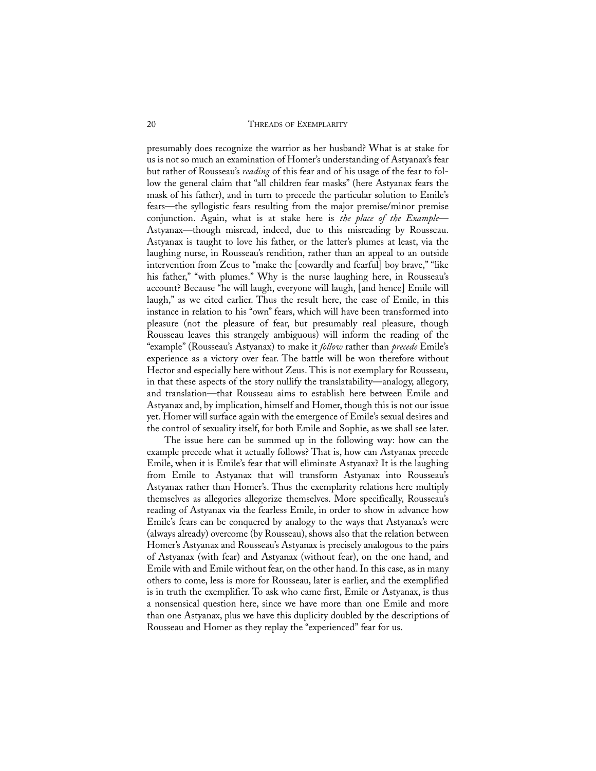presumably does recognize the warrior as her husband? What is at stake for us is not so much an examination of Homer's understanding of Astyanax's fear but rather of Rousseau's *reading* of this fear and of his usage of the fear to follow the general claim that "all children fear masks" (here Astyanax fears the mask of his father), and in turn to precede the particular solution to Emile's fears—the syllogistic fears resulting from the major premise/minor premise conjunction. Again, what is at stake here is *the place of the Example*—Astyanax—though misread, indeed, due to this misreading by Rousseau. Astyanax is taught to love his father, or the latter's plumes at least, via the laughing nurse, in Rousseau's rendition, rather than an appeal to an outside intervention from Zeus to "make the [cowardly and fearful] boy brave," "like his father," "with plumes." Why is the nurse laughing here, in Rousseau's account? Because "he will laugh, everyone will laugh, [and hence] Emile will laugh," as we cited earlier. Thus the result here, the case of Emile, in this instance in relation to his "own" fears, which will have been transformed into pleasure (not the pleasure of fear, but presumably real pleasure, though Rousseau leaves this strangely ambiguous) will inform the reading of the "example" (Rousseau's Astyanax) to make it *follow* rather than *precede* Emile's experience as a victory over fear. The battle will be won therefore without Hector and especially here without Zeus. This is not exemplary for Rousseau, in that these aspects of the story nullify the translatability—analogy, allegory, and translation—that Rousseau aims to establish here between Emile and Astyanax and, by implication, himself and Homer, though this is not our issue yet. Homer will surface again with the emergence of Emile's sexual desires and the control of sexuality itself, for both Emile and Sophie, as we shall see later.

The issue here can be summed up in the following way: how can the example precede what it actually follows? That is, how can Astyanax precede Emile, when it is Emile's fear that will eliminate Astyanax? It is the laughing from Emile to Astyanax that will transform Astyanax into Rousseau's Astyanax rather than Homer's. Thus the exemplarity relations here multiply themselves as allegories allegorize themselves. More specifically, Rousseau's reading of Astyanax via the fearless Emile, in order to show in advance how Emile's fears can be conquered by analogy to the ways that Astyanax's were (always already) overcome (by Rousseau), shows also that the relation between Homer's Astyanax and Rousseau's Astyanax is precisely analogous to the pairs of Astyanax (with fear) and Astyanax (without fear), on the one hand, and Emile with and Emile without fear, on the other hand. In this case, as in many others to come, less is more for Rousseau, later is earlier, and the exemplified is in truth the exemplifier. To ask who came first, Emile or Astyanax, is thus a nonsensical question here, since we have more than one Emile and more than one Astyanax, plus we have this duplicity doubled by the descriptions of Rousseau and Homer as they replay the "experienced" fear for us.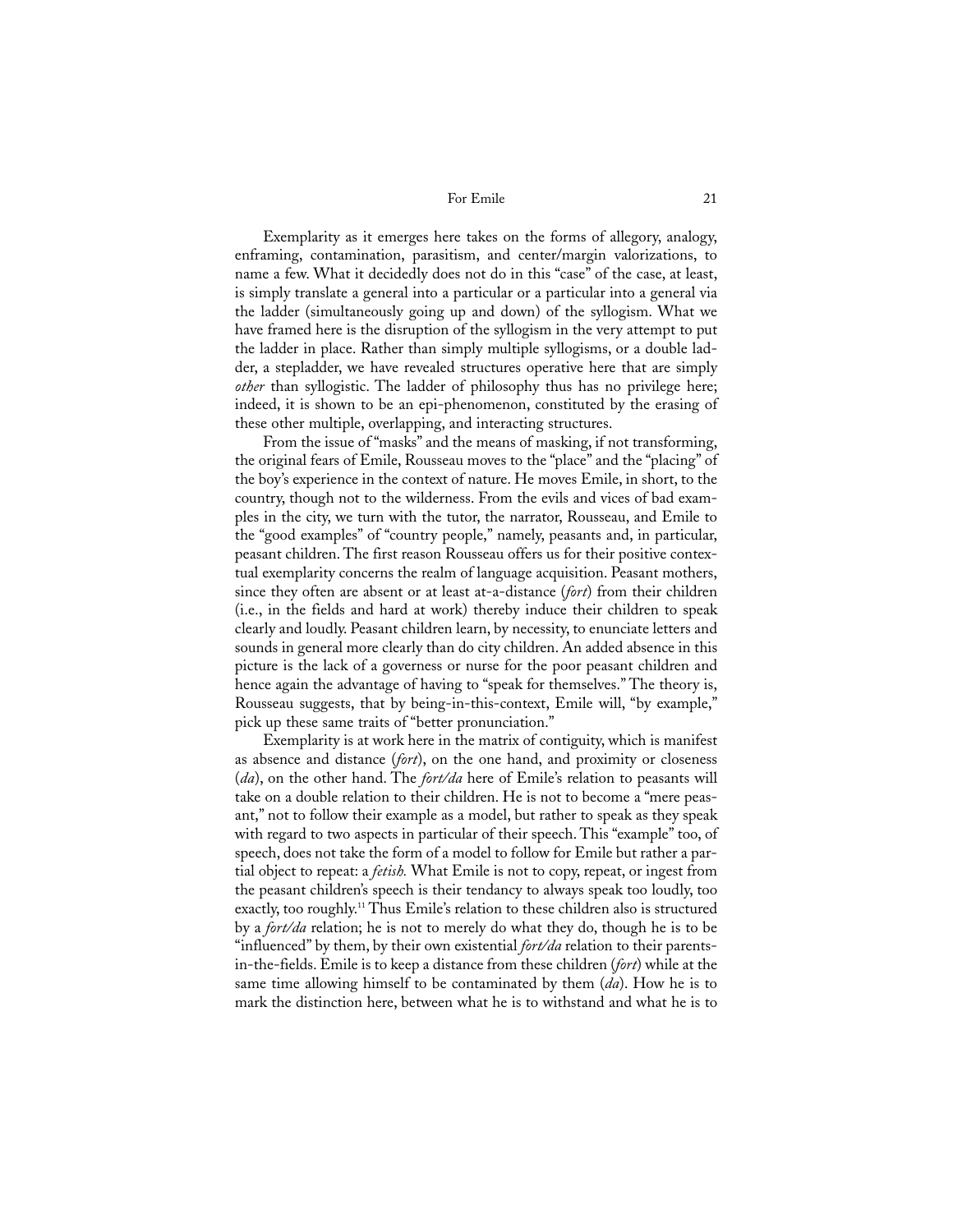Exemplarity as it emerges here takes on the forms of allegory, analogy, enframing, contamination, parasitism, and center/margin valorizations, to name a few. What it decidedly does not do in this "case" of the case, at least, is simply translate a general into a particular or a particular into a general via the ladder (simultaneously going up and down) of the syllogism. What we have framed here is the disruption of the syllogism in the very attempt to put the ladder in place. Rather than simply multiple syllogisms, or a double ladder, a stepladder, we have revealed structures operative here that are simply *other* than syllogistic. The ladder of philosophy thus has no privilege here; indeed, it is shown to be an epi-phenomenon, constituted by the erasing of these other multiple, overlapping, and interacting structures.

From the issue of "masks" and the means of masking, if not transforming, the original fears of Emile, Rousseau moves to the "place" and the "placing" of the boy's experience in the context of nature. He moves Emile, in short, to the country, though not to the wilderness. From the evils and vices of bad examples in the city, we turn with the tutor, the narrator, Rousseau, and Emile to the "good examples" of "country people," namely, peasants and, in particular, peasant children. The first reason Rousseau offers us for their positive contextual exemplarity concerns the realm of language acquisition. Peasant mothers, since they often are absent or at least at-a-distance (*fort*) from their children (i.e., in the fields and hard at work) thereby induce their children to speak clearly and loudly. Peasant children learn, by necessity, to enunciate letters and sounds in general more clearly than do city children. An added absence in this picture is the lack of a governess or nurse for the poor peasant children and hence again the advantage of having to "speak for themselves." The theory is, Rousseau suggests, that by being-in-this-context, Emile will, "by example," pick up these same traits of "better pronunciation."

Exemplarity is at work here in the matrix of contiguity, which is manifest as absence and distance (*fort*), on the one hand, and proximity or closeness (*da*), on the other hand. The *fort/da* here of Emile's relation to peasants will take on a double relation to their children. He is not to become a "mere peasant," not to follow their example as a model, but rather to speak as they speak with regard to two aspects in particular of their speech. This "example" too, of speech, does not take the form of a model to follow for Emile but rather a partial object to repeat: a *fetish.* What Emile is not to copy, repeat, or ingest from the peasant children's speech is their tendancy to always speak too loudly, too exactly, too roughly.[11] Thus Emile's relation to these children also is structured by a *fort/da* relation; he is not to merely do what they do, though he is to be "influenced" by them, by their own existential *fort/da* relation to their parents-in-the-fields. Emile is to keep a distance from these children (*fort*) while at the same time allowing himself to be contaminated by them (*da*). How he is to mark the distinction here, between what he is to withstand and what he is to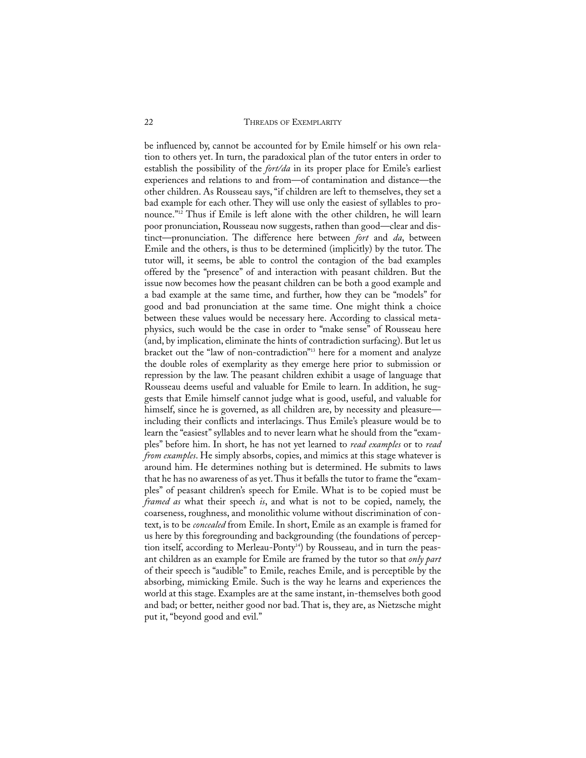be influenced by, cannot be accounted for by Emile himself or his own relation to others yet. In turn, the paradoxical plan of the tutor enters in order to establish the possibility of the *fort/da* in its proper place for Emile's earliest experiences and relations to and from—of contamination and distance—the other children. As Rousseau says, "if children are left to themselves, they set a bad example for each other. They will use only the easiest of syllables to pronounce."[12] Thus if Emile is left alone with the other children, he will learn poor pronunciation, Rousseau now suggests, rather than good—clear and distinct—pronunciation. The difference here between *fort* and *da*, between Emile and the others, is thus to be determined (implicitly) by the tutor. The tutor will, it seems, be able to control the contagion of the bad examples offered by the "presence" of and interaction with peasant children. But the issue now becomes how the peasant children can be both a good example and a bad example at the same time, and further, how they can be "models" for good and bad pronunciation at the same time. One might think a choice between these values would be necessary here. According to classical metaphysics, such would be the case in order to "make sense" of Rousseau here (and, by implication, eliminate the hints of contradiction surfacing). But let us bracket out the "law of non-contradiction"[13] here for a moment and analyze the double roles of exemplarity as they emerge here prior to submission or repression by the law. The peasant children exhibit a usage of language that Rousseau deems useful and valuable for Emile to learn. In addition, he suggests that Emile himself cannot judge what is good, useful, and valuable for himself, since he is governed, as all children are, by necessity and pleasure—including their conflicts and interlacings. Thus Emile's pleasure would be to learn the "easiest" syllables and to never learn what he should from the "examples" before him. In short, he has not yet learned to *read examples* or to *read from examples*. He simply absorbs, copies, and mimics at this stage whatever is around him. He determines nothing but is determined. He submits to laws that he has no awareness of as yet. Thus it befalls the tutor to frame the "examples" of peasant children's speech for Emile. What is to be copied must be *framed as* what their speech *is*, and what is not to be copied, namely, the coarseness, roughness, and monolithic volume without discrimination of context, is to be *concealed* from Emile. In short, Emile as an example is framed for us here by this foregrounding and backgrounding (the foundations of perception itself, according to Merleau-Ponty[14]) by Rousseau, and in turn the peasant children as an example for Emile are framed by the tutor so that *only part* of their speech is "audible" to Emile, reaches Emile, and is perceptible by the absorbing, mimicking Emile. Such is the way he learns and experiences the world at this stage. Examples are at the same instant, in-themselves both good and bad; or better, neither good nor bad. That is, they are, as Nietzsche might put it, "beyond good and evil."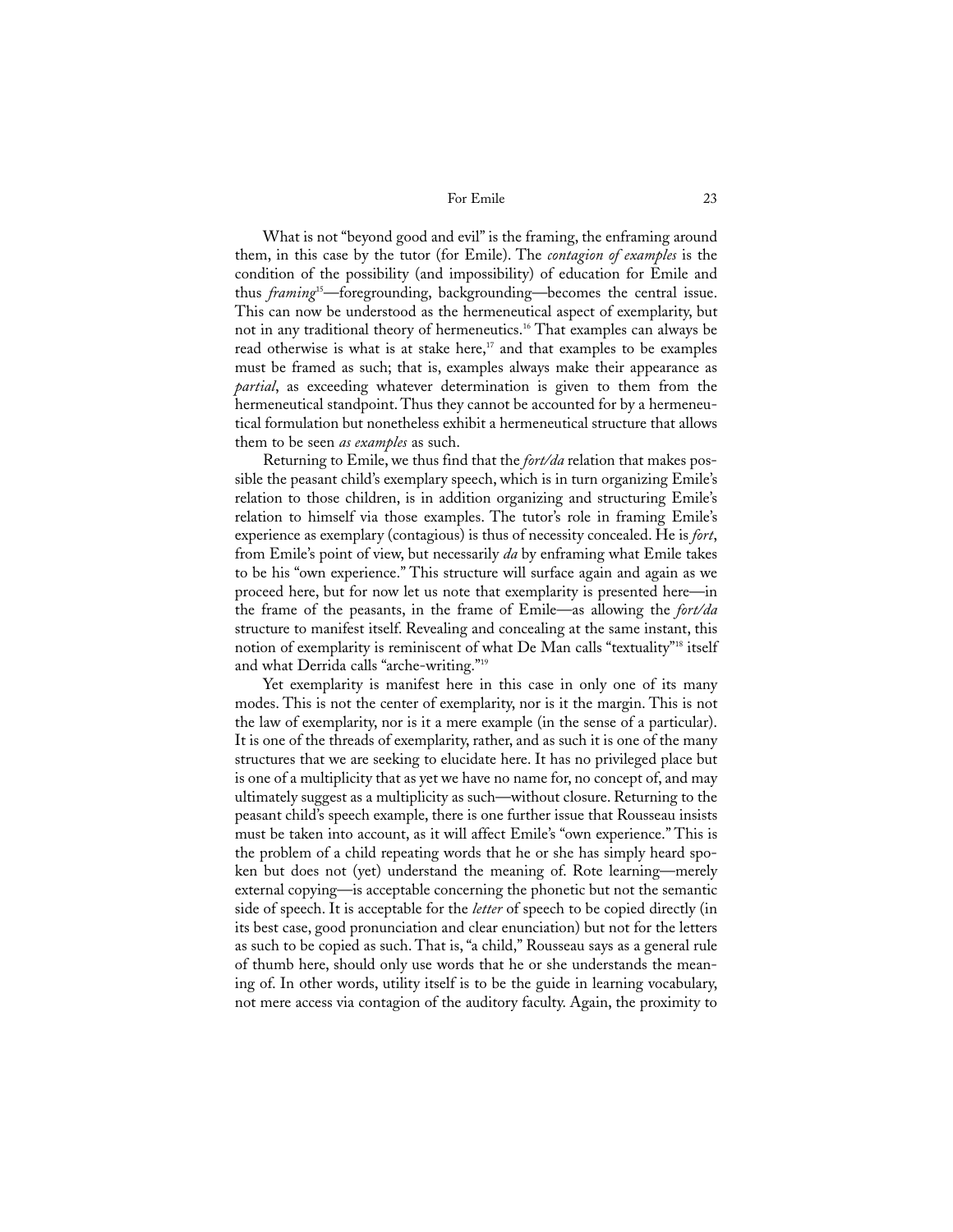What is not "beyond good and evil" is the framing, the enframing around them, in this case by the tutor (for Emile). The *contagion of examples* is the condition of the possibility (and impossibility) of education for Emile and thus *framing*[15]—foregrounding, backgrounding—becomes the central issue. This can now be understood as the hermeneutical aspect of exemplarity, but not in any traditional theory of hermeneutics.[16] That examples can always be read otherwise is what is at stake here,[17] and that examples to be examples must be framed as such; that is, examples always make their appearance as *partial*, as exceeding whatever determination is given to them from the hermeneutical standpoint. Thus they cannot be accounted for by a hermeneutical formulation but nonetheless exhibit a hermeneutical structure that allows them to be seen *as examples* as such.

Returning to Emile, we thus find that the *fort/da* relation that makes possible the peasant child's exemplary speech, which is in turn organizing Emile's relation to those children, is in addition organizing and structuring Emile's relation to himself via those examples. The tutor's role in framing Emile's experience as exemplary (contagious) is thus of necessity concealed. He is *fort*, from Emile's point of view, but necessarily *da* by enframing what Emile takes to be his "own experience." This structure will surface again and again as we proceed here, but for now let us note that exemplarity is presented here—in the frame of the peasants, in the frame of Emile—as allowing the *fort/da* structure to manifest itself. Revealing and concealing at the same instant, this notion of exemplarity is reminiscent of what De Man calls "textuality"[18] itself and what Derrida calls "arche-writing."[19]

Yet exemplarity is manifest here in this case in only one of its many modes. This is not the center of exemplarity, nor is it the margin. This is not the law of exemplarity, nor is it a mere example (in the sense of a particular). It is one of the threads of exemplarity, rather, and as such it is one of the many structures that we are seeking to elucidate here. It has no privileged place but is one of a multiplicity that as yet we have no name for, no concept of, and may ultimately suggest as a multiplicity as such—without closure. Returning to the peasant child's speech example, there is one further issue that Rousseau insists must be taken into account, as it will affect Emile's "own experience." This is the problem of a child repeating words that he or she has simply heard spoken but does not (yet) understand the meaning of. Rote learning—merely external copying—is acceptable concerning the phonetic but not the semantic side of speech. It is acceptable for the *letter* of speech to be copied directly (in its best case, good pronunciation and clear enunciation) but not for the letters as such to be copied as such. That is, "a child," Rousseau says as a general rule of thumb here, should only use words that he or she understands the meaning of. In other words, utility itself is to be the guide in learning vocabulary, not mere access via contagion of the auditory faculty. Again, the proximity to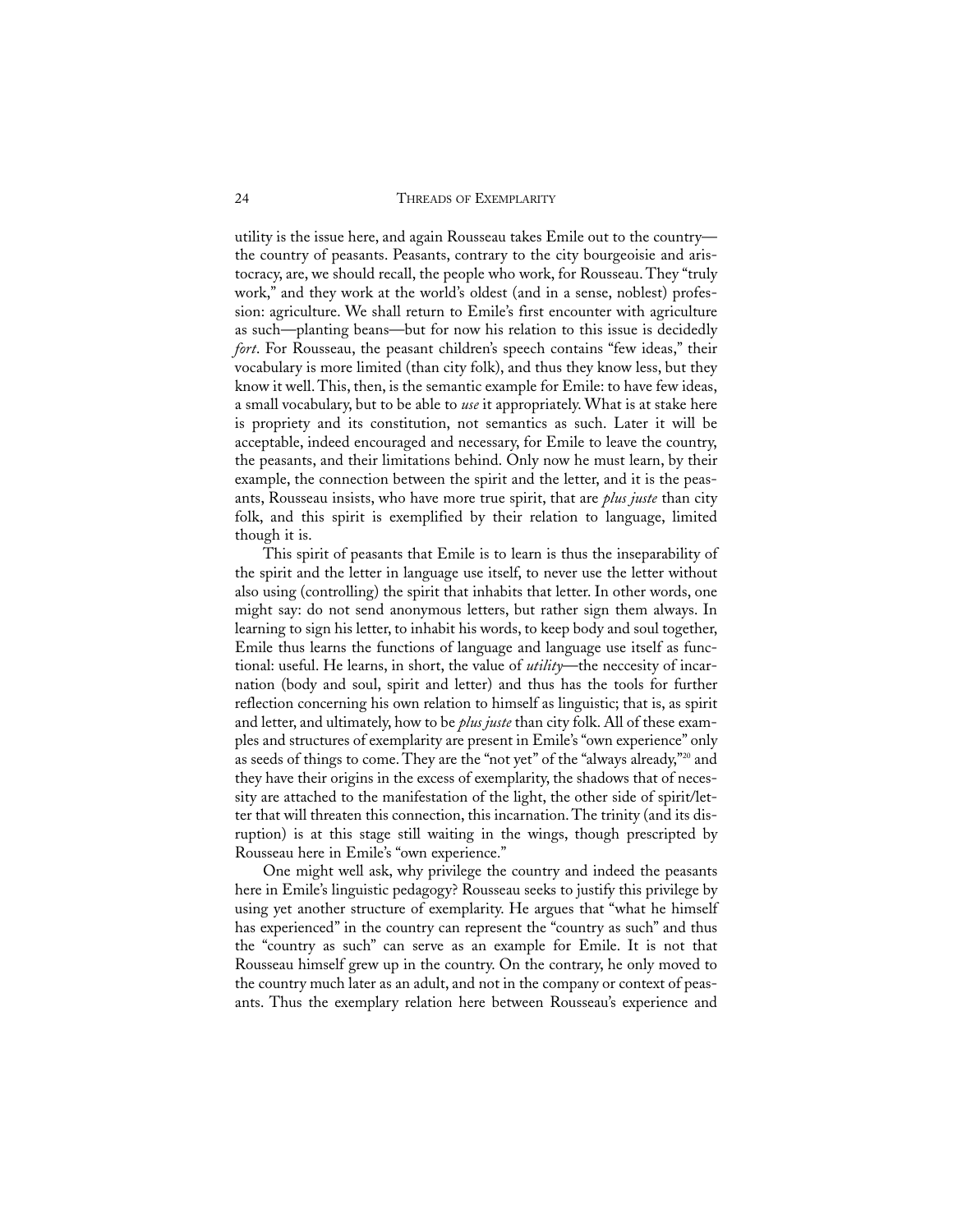utility is the issue here, and again Rousseau takes Emile out to the country—the country of peasants. Peasants, contrary to the city bourgeoisie and aristocracy, are, we should recall, the people who work, for Rousseau. They "truly work," and they work at the world's oldest (and in a sense, noblest) profession: agriculture. We shall return to Emile's first encounter with agriculture as such—planting beans—but for now his relation to this issue is decidedly *fort*. For Rousseau, the peasant children's speech contains "few ideas," their vocabulary is more limited (than city folk), and thus they know less, but they know it well. This, then, is the semantic example for Emile: to have few ideas, a small vocabulary, but to be able to *use* it appropriately. What is at stake here is propriety and its constitution, not semantics as such. Later it will be acceptable, indeed encouraged and necessary, for Emile to leave the country, the peasants, and their limitations behind. Only now he must learn, by their example, the connection between the spirit and the letter, and it is the peasants, Rousseau insists, who have more true spirit, that are *plus juste* than city folk, and this spirit is exemplified by their relation to language, limited though it is.

This spirit of peasants that Emile is to learn is thus the inseparability of the spirit and the letter in language use itself, to never use the letter without also using (controlling) the spirit that inhabits that letter. In other words, one might say: do not send anonymous letters, but rather sign them always. In learning to sign his letter, to inhabit his words, to keep body and soul together, Emile thus learns the functions of language and language use itself as functional: useful. He learns, in short, the value of *utility*—the neccesity of incarnation (body and soul, spirit and letter) and thus has the tools for further reflection concerning his own relation to himself as linguistic; that is, as spirit and letter, and ultimately, how to be *plus juste* than city folk. All of these examples and structures of exemplarity are present in Emile's "own experience" only as seeds of things to come. They are the "not yet" of the "always already,"[20] and they have their origins in the excess of exemplarity, the shadows that of necessity are attached to the manifestation of the light, the other side of spirit/letter that will threaten this connection, this incarnation. The trinity (and its disruption) is at this stage still waiting in the wings, though prescripted by Rousseau here in Emile's "own experience."

One might well ask, why privilege the country and indeed the peasants here in Emile's linguistic pedagogy? Rousseau seeks to justify this privilege by using yet another structure of exemplarity. He argues that "what he himself has experienced" in the country can represent the "country as such" and thus the "country as such" can serve as an example for Emile. It is not that Rousseau himself grew up in the country. On the contrary, he only moved to the country much later as an adult, and not in the company or context of peasants. Thus the exemplary relation here between Rousseau's experience and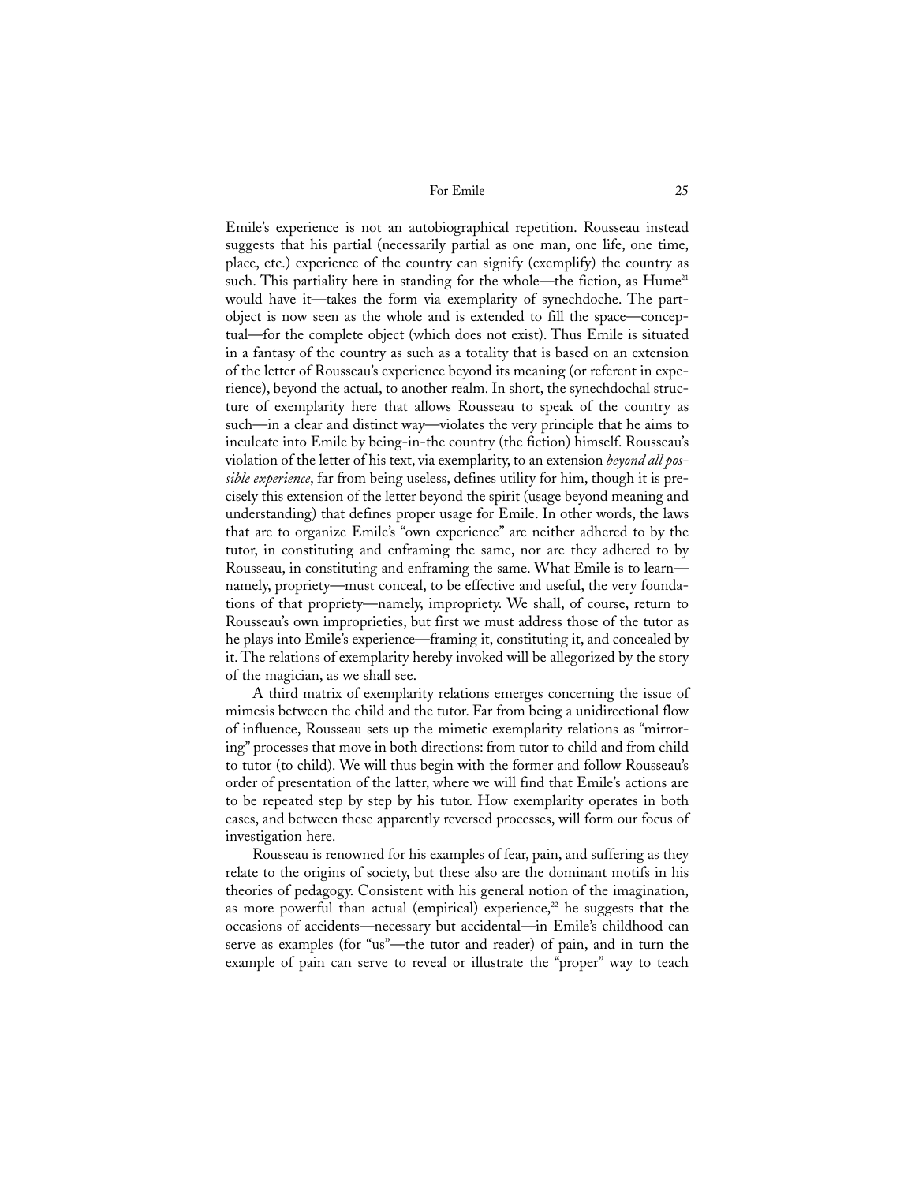Emile's experience is not an autobiographical repetition. Rousseau instead suggests that his partial (necessarily partial as one man, one life, one time, place, etc.) experience of the country can signify (exemplify) the country as such. This partiality here in standing for the whole—the fiction, as Hume[21] would have it—takes the form via exemplarity of synechdoche. The part-object is now seen as the whole and is extended to fill the space—conceptual—for the complete object (which does not exist). Thus Emile is situated in a fantasy of the country as such as a totality that is based on an extension of the letter of Rousseau's experience beyond its meaning (or referent in experience), beyond the actual, to another realm. In short, the synechdochal structure of exemplarity here that allows Rousseau to speak of the country as such—in a clear and distinct way—violates the very principle that he aims to inculcate into Emile by being-in-the country (the fiction) himself. Rousseau's violation of the letter of his text, via exemplarity, to an extension *beyond all possible experience*, far from being useless, defines utility for him, though it is precisely this extension of the letter beyond the spirit (usage beyond meaning and understanding) that defines proper usage for Emile. In other words, the laws that are to organize Emile's "own experience" are neither adhered to by the tutor, in constituting and enframing the same, nor are they adhered to by Rousseau, in constituting and enframing the same. What Emile is to learn—namely, propriety—must conceal, to be effective and useful, the very foundations of that propriety—namely, impropriety. We shall, of course, return to Rousseau's own improprieties, but first we must address those of the tutor as he plays into Emile's experience—framing it, constituting it, and concealed by it. The relations of exemplarity hereby invoked will be allegorized by the story of the magician, as we shall see.

A third matrix of exemplarity relations emerges concerning the issue of mimesis between the child and the tutor. Far from being a unidirectional flow of influence, Rousseau sets up the mimetic exemplarity relations as "mirroring" processes that move in both directions: from tutor to child and from child to tutor (to child). We will thus begin with the former and follow Rousseau's order of presentation of the latter, where we will find that Emile's actions are to be repeated step by step by his tutor. How exemplarity operates in both cases, and between these apparently reversed processes, will form our focus of investigation here.

Rousseau is renowned for his examples of fear, pain, and suffering as they relate to the origins of society, but these also are the dominant motifs in his theories of pedagogy. Consistent with his general notion of the imagination, as more powerful than actual (empirical) experience,[22] he suggests that the occasions of accidents—necessary but accidental—in Emile's childhood can serve as examples (for "us"—the tutor and reader) of pain, and in turn the example of pain can serve to reveal or illustrate the "proper" way to teach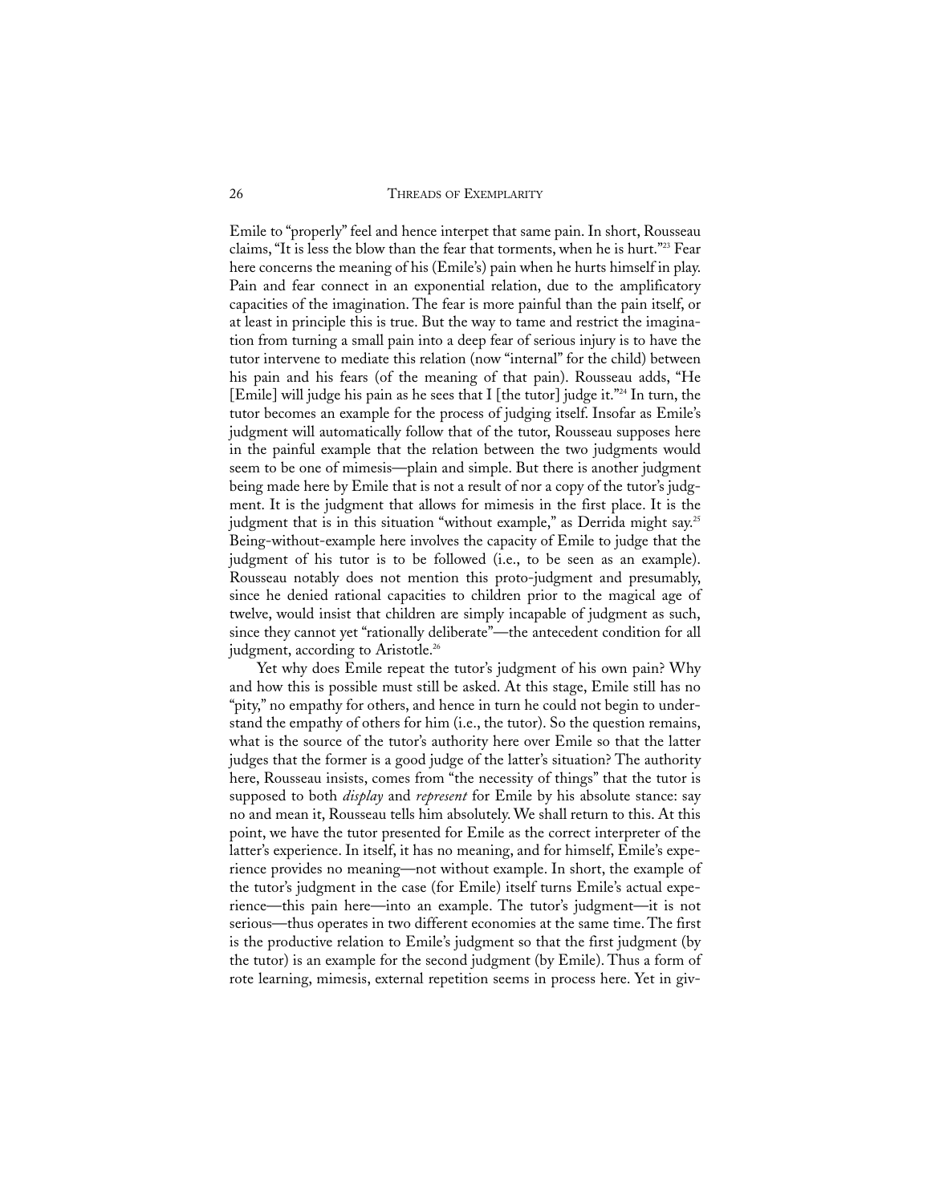Emile to "properly" feel and hence interpet that same pain. In short, Rousseau claims, "It is less the blow than the fear that torments, when he is hurt."[23] Fear here concerns the meaning of his (Emile's) pain when he hurts himself in play. Pain and fear connect in an exponential relation, due to the amplificatory capacities of the imagination. The fear is more painful than the pain itself, or at least in principle this is true. But the way to tame and restrict the imagination from turning a small pain into a deep fear of serious injury is to have the tutor intervene to mediate this relation (now "internal" for the child) between his pain and his fears (of the meaning of that pain). Rousseau adds, "He [Emile] will judge his pain as he sees that I [the tutor] judge it."[24] In turn, the tutor becomes an example for the process of judging itself. Insofar as Emile's judgment will automatically follow that of the tutor, Rousseau supposes here in the painful example that the relation between the two judgments would seem to be one of mimesis—plain and simple. But there is another judgment being made here by Emile that is not a result of nor a copy of the tutor's judgment. It is the judgment that allows for mimesis in the first place. It is the judgment that is in this situation "without example," as Derrida might say.[25] Being-without-example here involves the capacity of Emile to judge that the judgment of his tutor is to be followed (i.e., to be seen as an example). Rousseau notably does not mention this proto-judgment and presumably, since he denied rational capacities to children prior to the magical age of twelve, would insist that children are simply incapable of judgment as such, since they cannot yet "rationally deliberate"—the antecedent condition for all judgment, according to Aristotle.[26]

Yet why does Emile repeat the tutor's judgment of his own pain? Why and how this is possible must still be asked. At this stage, Emile still has no "pity," no empathy for others, and hence in turn he could not begin to understand the empathy of others for him (i.e., the tutor). So the question remains, what is the source of the tutor's authority here over Emile so that the latter judges that the former is a good judge of the latter's situation? The authority here, Rousseau insists, comes from "the necessity of things" that the tutor is supposed to both *display* and *represent* for Emile by his absolute stance: say no and mean it, Rousseau tells him absolutely. We shall return to this. At this point, we have the tutor presented for Emile as the correct interpreter of the latter's experience. In itself, it has no meaning, and for himself, Emile's experience provides no meaning—not without example. In short, the example of the tutor's judgment in the case (for Emile) itself turns Emile's actual experience—this pain here—into an example. The tutor's judgment—it is not serious—thus operates in two different economies at the same time. The first is the productive relation to Emile's judgment so that the first judgment (by the tutor) is an example for the second judgment (by Emile). Thus a form of rote learning, mimesis, external repetition seems in process here. Yet in giv-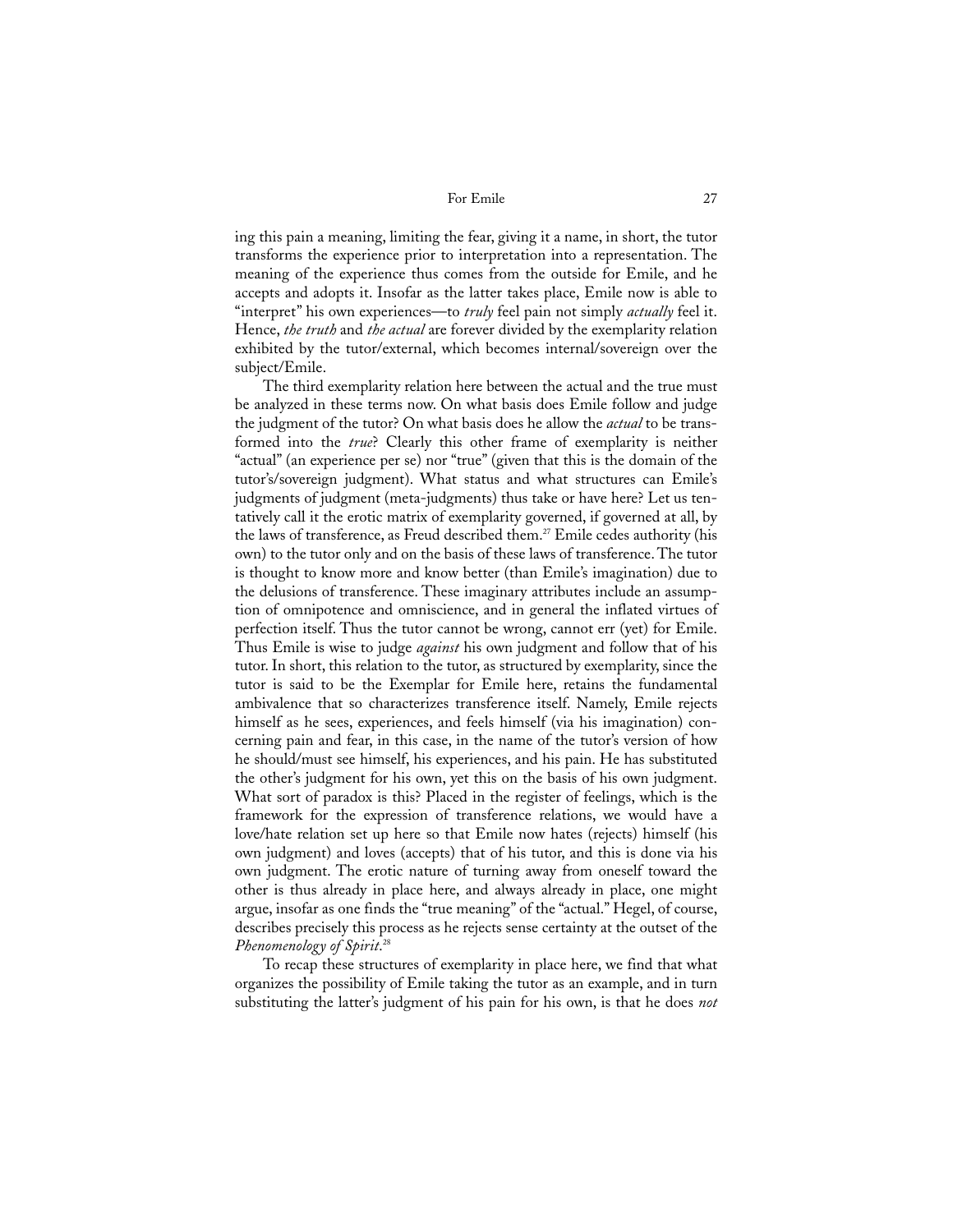ing this pain a meaning, limiting the fear, giving it a name, in short, the tutor transforms the experience prior to interpretation into a representation. The meaning of the experience thus comes from the outside for Emile, and he accepts and adopts it. Insofar as the latter takes place, Emile now is able to "interpret" his own experiences—to *truly* feel pain not simply *actually* feel it. Hence, *the truth* and *the actual* are forever divided by the exemplarity relation exhibited by the tutor/external, which becomes internal/sovereign over the subject/Emile.

The third exemplarity relation here between the actual and the true must be analyzed in these terms now. On what basis does Emile follow and judge the judgment of the tutor? On what basis does he allow the *actual* to be transformed into the *true*? Clearly this other frame of exemplarity is neither "actual" (an experience per se) nor "true" (given that this is the domain of the tutor's/sovereign judgment). What status and what structures can Emile's judgments of judgment (meta-judgments) thus take or have here? Let us tentatively call it the erotic matrix of exemplarity governed, if governed at all, by the laws of transference, as Freud described them.[27] Emile cedes authority (his own) to the tutor only and on the basis of these laws of transference. The tutor is thought to know more and know better (than Emile's imagination) due to the delusions of transference. These imaginary attributes include an assumption of omnipotence and omniscience, and in general the inflated virtues of perfection itself. Thus the tutor cannot be wrong, cannot err (yet) for Emile. Thus Emile is wise to judge *against* his own judgment and follow that of his tutor. In short, this relation to the tutor, as structured by exemplarity, since the tutor is said to be the Exemplar for Emile here, retains the fundamental ambivalence that so characterizes transference itself. Namely, Emile rejects himself as he sees, experiences, and feels himself (via his imagination) concerning pain and fear, in this case, in the name of the tutor's version of how he should/must see himself, his experiences, and his pain. He has substituted the other's judgment for his own, yet this on the basis of his own judgment. What sort of paradox is this? Placed in the register of feelings, which is the framework for the expression of transference relations, we would have a love/hate relation set up here so that Emile now hates (rejects) himself (his own judgment) and loves (accepts) that of his tutor, and this is done via his own judgment. The erotic nature of turning away from oneself toward the other is thus already in place here, and always already in place, one might argue, insofar as one finds the "true meaning" of the "actual." Hegel, of course, describes precisely this process as he rejects sense certainty at the outset of the *Phenomenology of Spirit*.[28]

To recap these structures of exemplarity in place here, we find that what organizes the possibility of Emile taking the tutor as an example, and in turn substituting the latter's judgment of his pain for his own, is that he does *not*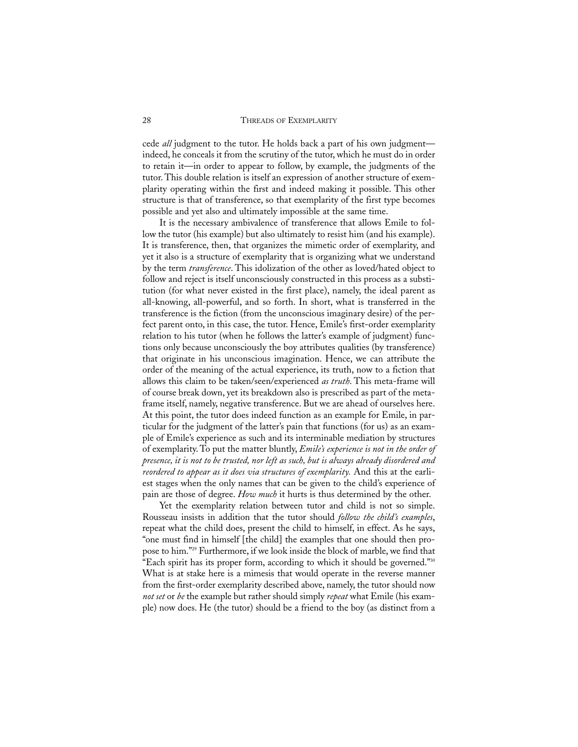cede *all* judgment to the tutor. He holds back a part of his own judgment—indeed, he conceals it from the scrutiny of the tutor, which he must do in order to retain it—in order to appear to follow, by example, the judgments of the tutor. This double relation is itself an expression of another structure of exemplarity operating within the first and indeed making it possible. This other structure is that of transference, so that exemplarity of the first type becomes possible and yet also and ultimately impossible at the same time.

It is the necessary ambivalence of transference that allows Emile to follow the tutor (his example) but also ultimately to resist him (and his example). It is transference, then, that organizes the mimetic order of exemplarity, and yet it also is a structure of exemplarity that is organizing what we understand by the term *transference*. This idolization of the other as loved/hated object to follow and reject is itself unconsciously constructed in this process as a substitution (for what never existed in the first place), namely, the ideal parent as all-knowing, all-powerful, and so forth. In short, what is transferred in the transference is the fiction (from the unconscious imaginary desire) of the perfect parent onto, in this case, the tutor. Hence, Emile's first-order exemplarity relation to his tutor (when he follows the latter's example of judgment) functions only because unconsciously the boy attributes qualities (by transference) that originate in his unconscious imagination. Hence, we can attribute the order of the meaning of the actual experience, its truth, now to a fiction that allows this claim to be taken/seen/experienced *as truth*. This meta-frame will of course break down, yet its breakdown also is prescribed as part of the meta-frame itself, namely, negative transference. But we are ahead of ourselves here. At this point, the tutor does indeed function as an example for Emile, in particular for the judgment of the latter's pain that functions (for us) as an example of Emile's experience as such and its interminable mediation by structures of exemplarity. To put the matter bluntly, *Emile's experience is not in the order of presence, it is not to be trusted, nor left as such, but is always already disordered and reordered to appear as it does via structures of exemplarity.* And this at the earliest stages when the only names that can be given to the child's experience of pain are those of degree. *How much* it hurts is thus determined by the other.

Yet the exemplarity relation between tutor and child is not so simple. Rousseau insists in addition that the tutor should *follow the child's examples*, repeat what the child does, present the child to himself, in effect. As he says, "one must find in himself [the child] the examples that one should then propose to him."[29] Furthermore, if we look inside the block of marble, we find that "Each spirit has its proper form, according to which it should be governed."[30] What is at stake here is a mimesis that would operate in the reverse manner from the first-order exemplarity described above, namely, the tutor should now *not set* or *be* the example but rather should simply *repeat* what Emile (his example) now does. He (the tutor) should be a friend to the boy (as distinct from a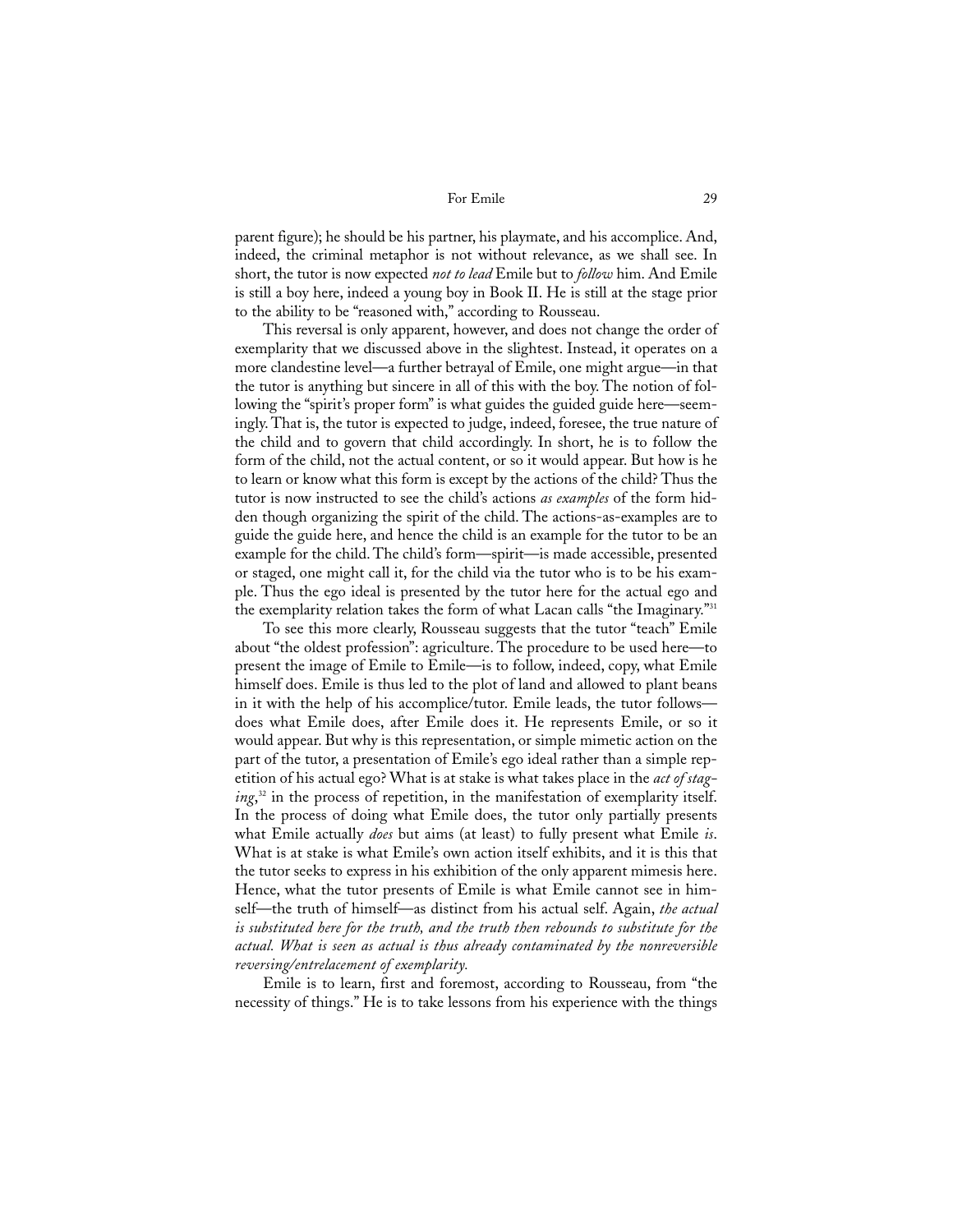parent figure); he should be his partner, his playmate, and his accomplice. And, indeed, the criminal metaphor is not without relevance, as we shall see. In short, the tutor is now expected *not to lead* Emile but to *follow* him. And Emile is still a boy here, indeed a young boy in Book II. He is still at the stage prior to the ability to be "reasoned with," according to Rousseau.

This reversal is only apparent, however, and does not change the order of exemplarity that we discussed above in the slightest. Instead, it operates on a more clandestine level—a further betrayal of Emile, one might argue—in that the tutor is anything but sincere in all of this with the boy. The notion of following the "spirit's proper form" is what guides the guided guide here—seemingly. That is, the tutor is expected to judge, indeed, foresee, the true nature of the child and to govern that child accordingly. In short, he is to follow the form of the child, not the actual content, or so it would appear. But how is he to learn or know what this form is except by the actions of the child? Thus the tutor is now instructed to see the child's actions *as examples* of the form hidden though organizing the spirit of the child. The actions-as-examples are to guide the guide here, and hence the child is an example for the tutor to be an example for the child. The child's form—spirit—is made accessible, presented or staged, one might call it, for the child via the tutor who is to be his example. Thus the ego ideal is presented by the tutor here for the actual ego and the exemplarity relation takes the form of what Lacan calls "the Imaginary."[31]

To see this more clearly, Rousseau suggests that the tutor "teach" Emile about "the oldest profession": agriculture. The procedure to be used here—to present the image of Emile to Emile—is to follow, indeed, copy, what Emile himself does. Emile is thus led to the plot of land and allowed to plant beans in it with the help of his accomplice/tutor. Emile leads, the tutor follows—does what Emile does, after Emile does it. He represents Emile, or so it would appear. But why is this representation, or simple mimetic action on the part of the tutor, a presentation of Emile's ego ideal rather than a simple repetition of his actual ego? What is at stake is what takes place in the *act of staging*,[32] in the process of repetition, in the manifestation of exemplarity itself. In the process of doing what Emile does, the tutor only partially presents what Emile actually *does* but aims (at least) to fully present what Emile *is*. What is at stake is what Emile's own action itself exhibits, and it is this that the tutor seeks to express in his exhibition of the only apparent mimesis here. Hence, what the tutor presents of Emile is what Emile cannot see in himself—the truth of himself—as distinct from his actual self. Again, *the actual is substituted here for the truth, and the truth then rebounds to substitute for the actual. What is seen as actual is thus already contaminated by the nonreversible reversing/entrelacement of exemplarity.*

Emile is to learn, first and foremost, according to Rousseau, from "the necessity of things." He is to take lessons from his experience with the things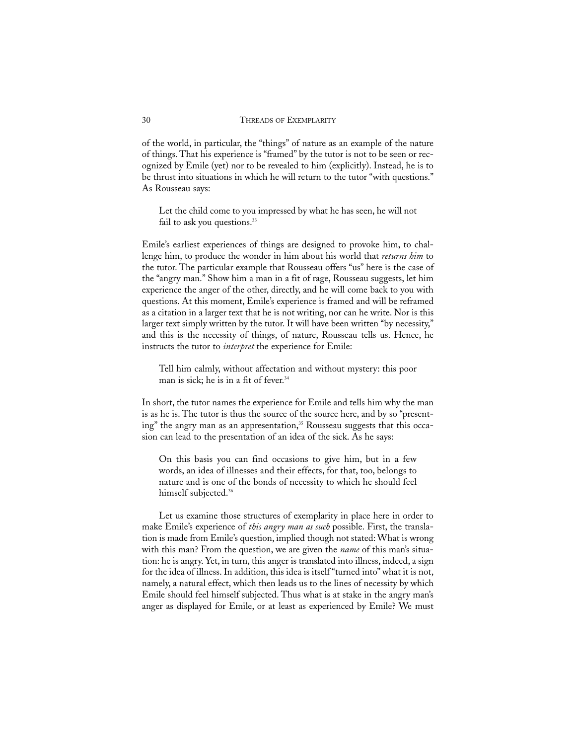of the world, in particular, the "things" of nature as an example of the nature of things. That his experience is "framed" by the tutor is not to be seen or recognized by Emile (yet) nor to be revealed to him (explicitly). Instead, he is to be thrust into situations in which he will return to the tutor "with questions." As Rousseau says:

> Let the child come to you impressed by what he has seen, he will not fail to ask you questions.[33]

Emile's earliest experiences of things are designed to provoke him, to challenge him, to produce the wonder in him about his world that *returns him* to the tutor. The particular example that Rousseau offers "us" here is the case of the "angry man." Show him a man in a fit of rage, Rousseau suggests, let him experience the anger of the other, directly, and he will come back to you with questions. At this moment, Emile's experience is framed and will be reframed as a citation in a larger text that he is not writing, nor can he write. Nor is this larger text simply written by the tutor. It will have been written "by necessity," and this is the necessity of things, of nature, Rousseau tells us. Hence, he instructs the tutor to *interpret* the experience for Emile:

> Tell him calmly, without affectation and without mystery: this poor man is sick; he is in a fit of fever.[34]

In short, the tutor names the experience for Emile and tells him why the man is as he is. The tutor is thus the source of the source here, and by so "presenting" the angry man as an appresentation,[35] Rousseau suggests that this occasion can lead to the presentation of an idea of the sick. As he says:

> On this basis you can find occasions to give him, but in a few words, an idea of illnesses and their effects, for that, too, belongs to nature and is one of the bonds of necessity to which he should feel himself subjected.[36]

Let us examine those structures of exemplarity in place here in order to make Emile's experience of *this angry man as such* possible. First, the translation is made from Emile's question, implied though not stated: What is wrong with this man? From the question, we are given the *name* of this man's situation: he is angry. Yet, in turn, this anger is translated into illness, indeed, a sign for the idea of illness. In addition, this idea is itself "turned into" what it is not, namely, a natural effect, which then leads us to the lines of necessity by which Emile should feel himself subjected. Thus what is at stake in the angry man's anger as displayed for Emile, or at least as experienced by Emile? We must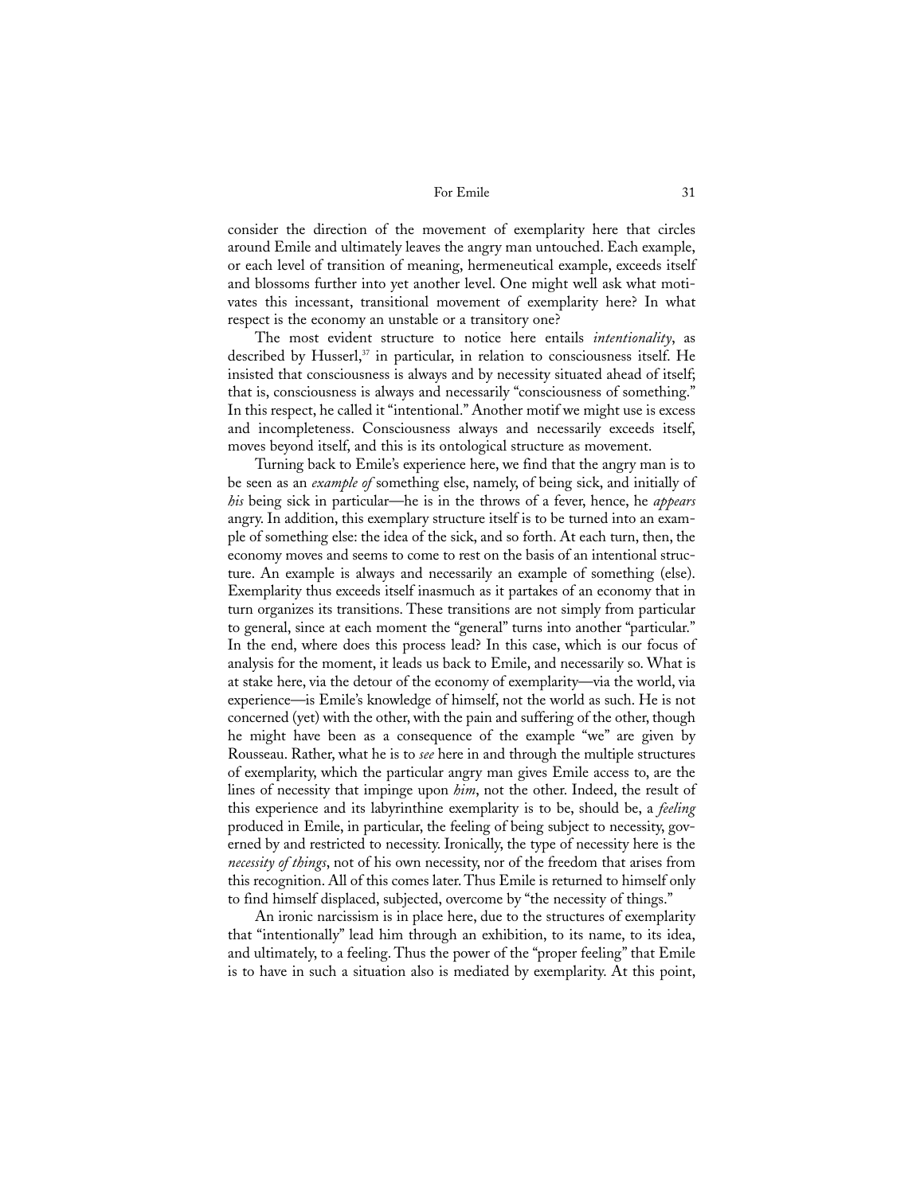consider the direction of the movement of exemplarity here that circles around Emile and ultimately leaves the angry man untouched. Each example, or each level of transition of meaning, hermeneutical example, exceeds itself and blossoms further into yet another level. One might well ask what motivates this incessant, transitional movement of exemplarity here? In what respect is the economy an unstable or a transitory one?

The most evident structure to notice here entails *intentionality*, as described by Husserl,[37] in particular, in relation to consciousness itself. He insisted that consciousness is always and by necessity situated ahead of itself; that is, consciousness is always and necessarily "consciousness of something." In this respect, he called it "intentional." Another motif we might use is excess and incompleteness. Consciousness always and necessarily exceeds itself, moves beyond itself, and this is its ontological structure as movement.

Turning back to Emile's experience here, we find that the angry man is to be seen as an *example of* something else, namely, of being sick, and initially of *his* being sick in particular—he is in the throws of a fever, hence, he *appears* angry. In addition, this exemplary structure itself is to be turned into an example of something else: the idea of the sick, and so forth. At each turn, then, the economy moves and seems to come to rest on the basis of an intentional structure. An example is always and necessarily an example of something (else). Exemplarity thus exceeds itself inasmuch as it partakes of an economy that in turn organizes its transitions. These transitions are not simply from particular to general, since at each moment the "general" turns into another "particular." In the end, where does this process lead? In this case, which is our focus of analysis for the moment, it leads us back to Emile, and necessarily so. What is at stake here, via the detour of the economy of exemplarity—via the world, via experience—is Emile's knowledge of himself, not the world as such. He is not concerned (yet) with the other, with the pain and suffering of the other, though he might have been as a consequence of the example "we" are given by Rousseau. Rather, what he is to *see* here in and through the multiple structures of exemplarity, which the particular angry man gives Emile access to, are the lines of necessity that impinge upon *him*, not the other. Indeed, the result of this experience and its labyrinthine exemplarity is to be, should be, a *feeling* produced in Emile, in particular, the feeling of being subject to necessity, governed by and restricted to necessity. Ironically, the type of necessity here is the *necessity of things*, not of his own necessity, nor of the freedom that arises from this recognition. All of this comes later. Thus Emile is returned to himself only to find himself displaced, subjected, overcome by "the necessity of things."

An ironic narcissism is in place here, due to the structures of exemplarity that "intentionally" lead him through an exhibition, to its name, to its idea, and ultimately, to a feeling. Thus the power of the "proper feeling" that Emile is to have in such a situation also is mediated by exemplarity. At this point,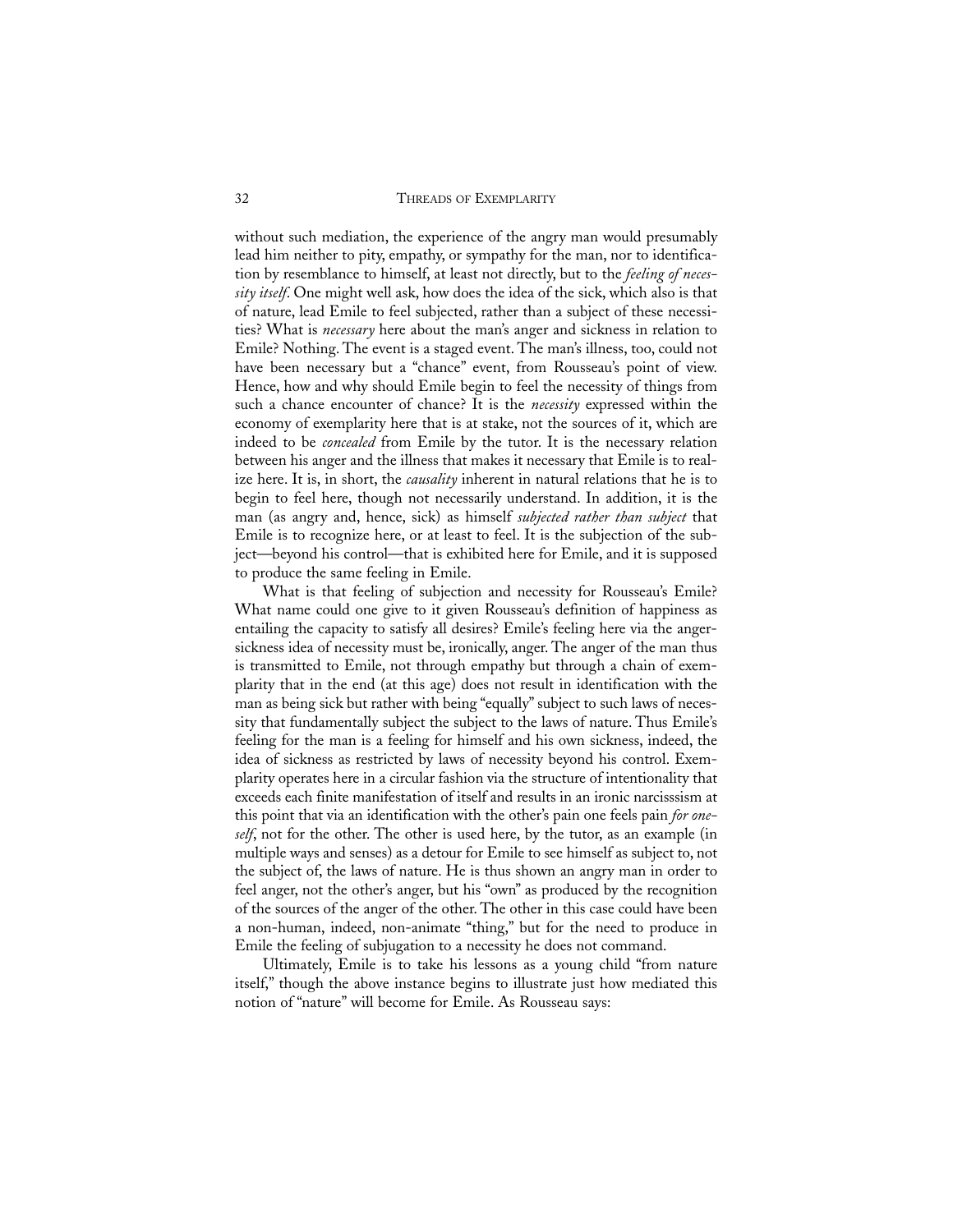without such mediation, the experience of the angry man would presumably lead him neither to pity, empathy, or sympathy for the man, nor to identification by resemblance to himself, at least not directly, but to the *feeling of necessity itself*. One might well ask, how does the idea of the sick, which also is that of nature, lead Emile to feel subjected, rather than a subject of these necessities? What is *necessary* here about the man's anger and sickness in relation to Emile? Nothing. The event is a staged event. The man's illness, too, could not have been necessary but a "chance" event, from Rousseau's point of view. Hence, how and why should Emile begin to feel the necessity of things from such a chance encounter of chance? It is the *necessity* expressed within the economy of exemplarity here that is at stake, not the sources of it, which are indeed to be *concealed* from Emile by the tutor. It is the necessary relation between his anger and the illness that makes it necessary that Emile is to realize here. It is, in short, the *causality* inherent in natural relations that he is to begin to feel here, though not necessarily understand. In addition, it is the man (as angry and, hence, sick) as himself *subjected rather than subject* that Emile is to recognize here, or at least to feel. It is the subjection of the subject—beyond his control—that is exhibited here for Emile, and it is supposed to produce the same feeling in Emile.

What is that feeling of subjection and necessity for Rousseau's Emile? What name could one give to it given Rousseau's definition of happiness as entailing the capacity to satisfy all desires? Emile's feeling here via the anger-sickness idea of necessity must be, ironically, anger. The anger of the man thus is transmitted to Emile, not through empathy but through a chain of exemplarity that in the end (at this age) does not result in identification with the man as being sick but rather with being "equally" subject to such laws of necessity that fundamentally subject the subject to the laws of nature. Thus Emile's feeling for the man is a feeling for himself and his own sickness, indeed, the idea of sickness as restricted by laws of necessity beyond his control. Exemplarity operates here in a circular fashion via the structure of intentionality that exceeds each finite manifestation of itself and results in an ironic narcisssism at this point that via an identification with the other's pain one feels pain *for oneself*, not for the other. The other is used here, by the tutor, as an example (in multiple ways and senses) as a detour for Emile to see himself as subject to, not the subject of, the laws of nature. He is thus shown an angry man in order to feel anger, not the other's anger, but his "own" as produced by the recognition of the sources of the anger of the other. The other in this case could have been a non-human, indeed, non-animate "thing," but for the need to produce in Emile the feeling of subjugation to a necessity he does not command.

Ultimately, Emile is to take his lessons as a young child "from nature itself," though the above instance begins to illustrate just how mediated this notion of "nature" will become for Emile. As Rousseau says: